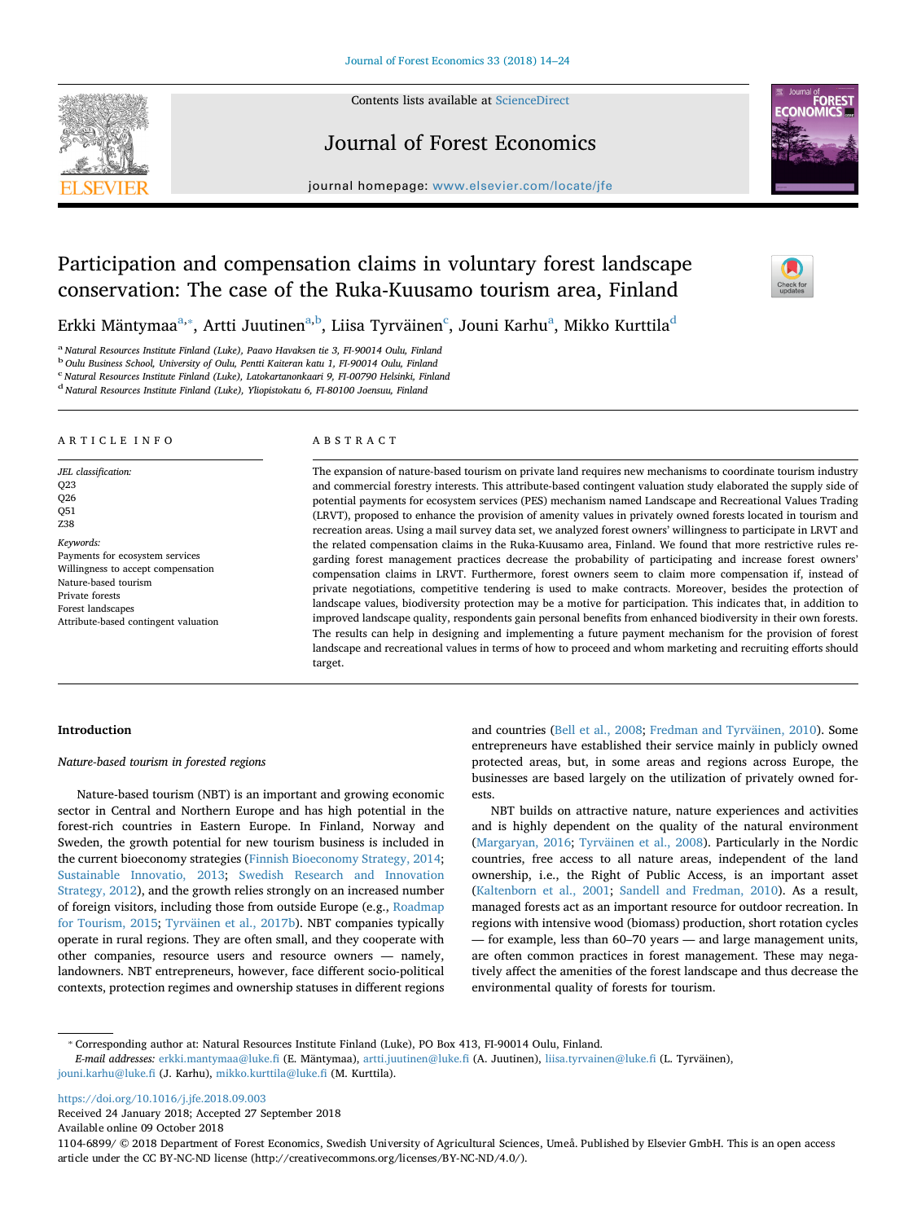# Participation and compensation claims in voluntary forest landscape conservation: The case of the Ruka-Kuusamo tourism area, Finland

Erkki Mäntymaa[a,*], Artti Juutinen[a,b], Liisa Tyrväinen[c], Jouni Karhu[a], Mikko Kurttila[d]

[a] Natural Resources Institute Finland (Luke), Paavo Havaksen tie 3, FI-90014 Oulu, Finland
[b] Oulu Business School, University of Oulu, Pentti Kaiteran katu 1, FI-90014 Oulu, Finland
[c] Natural Resources Institute Finland (Luke), Latokartanonkaari 9, FI-00790 Helsinki, Finland
[d] Natural Resources Institute Finland (Luke), Yliopistokatu 6, FI-80100 Joensuu, Finland

## ARTICLE INFO

*JEL classification:*
Q23
Q26
Q51
Z38

*Keywords:*
Payments for ecosystem services
Willingness to accept compensation
Nature-based tourism
Private forests
Forest landscapes
Attribute-based contingent valuation

## ABSTRACT

The expansion of nature-based tourism on private land requires new mechanisms to coordinate tourism industry and commercial forestry interests. This attribute-based contingent valuation study elaborated the supply side of potential payments for ecosystem services (PES) mechanism named Landscape and Recreational Values Trading (LRVT), proposed to enhance the provision of amenity values in privately owned forests located in tourism and recreation areas. Using a mail survey data set, we analyzed forest owners' willingness to participate in LRVT and the related compensation claims in the Ruka-Kuusamo area, Finland. We found that more restrictive rules regarding forest management practices decrease the probability of participating and increase forest owners' compensation claims in LRVT. Furthermore, forest owners seem to claim more compensation if, instead of private negotiations, competitive tendering is used to make contracts. Moreover, besides the protection of landscape values, biodiversity protection may be a motive for participation. This indicates that, in addition to improved landscape quality, respondents gain personal benefits from enhanced biodiversity in their own forests. The results can help in designing and implementing a future payment mechanism for the provision of forest landscape and recreational values in terms of how to proceed and whom marketing and recruiting efforts should target.

## Introduction

### *Nature-based tourism in forested regions*

Nature-based tourism (NBT) is an important and growing economic sector in Central and Northern Europe and has high potential in the forest-rich countries in Eastern Europe. In Finland, Norway and Sweden, the growth potential for new tourism business is included in the current bioeconomy strategies (Finnish Bioeconomy Strategy, 2014; Sustainable Innovatio, 2013; Swedish Research and Innovation Strategy, 2012), and the growth relies strongly on an increased number of foreign visitors, including those from outside Europe (e.g., Roadmap for Tourism, 2015; Tyrväinen et al., 2017b). NBT companies typically operate in rural regions. They are often small, and they cooperate with other companies, resource users and resource owners — namely, landowners. NBT entrepreneurs, however, face different socio-political contexts, protection regimes and ownership statuses in different regions and countries (Bell et al., 2008; Fredman and Tyrväinen, 2010). Some entrepreneurs have established their service mainly in publicly owned protected areas, but, in some areas and regions across Europe, the businesses are based largely on the utilization of privately owned forests.

NBT builds on attractive nature, nature experiences and activities and is highly dependent on the quality of the natural environment (Margaryan, 2016; Tyrväinen et al., 2008). Particularly in the Nordic countries, free access to all nature areas, independent of the land ownership, i.e., the Right of Public Access, is an important asset (Kaltenborn et al., 2001; Sandell and Fredman, 2010). As a result, managed forests act as an important resource for outdoor recreation. In regions with intensive wood (biomass) production, short rotation cycles — for example, less than 60–70 years — and large management units, are often common practices in forest management. These may negatively affect the amenities of the forest landscape and thus decrease the environmental quality of forests for tourism.

---

* Corresponding author at: Natural Resources Institute Finland (Luke), PO Box 413, FI-90014 Oulu, Finland.
*E-mail addresses:* erkki.mantymaa@luke.fi (E. Mäntymaa), artti.juutinen@luke.fi (A. Juutinen), liisa.tyrvainen@luke.fi (L. Tyrväinen), jouni.karhu@luke.fi (J. Karhu), mikko.kurttila@luke.fi (M. Kurttila).

https://doi.org/10.1016/j.jfe.2018.09.003
Received 24 January 2018; Accepted 27 September 2018
Available online 09 October 2018
1104-6899/ © 2018 Department of Forest Economics, Swedish University of Agricultural Sciences, Umeå. Published by Elsevier GmbH. This is an open access article under the CC BY-NC-ND license (http://creativecommons.org/licenses/BY-NC-ND/4.0/).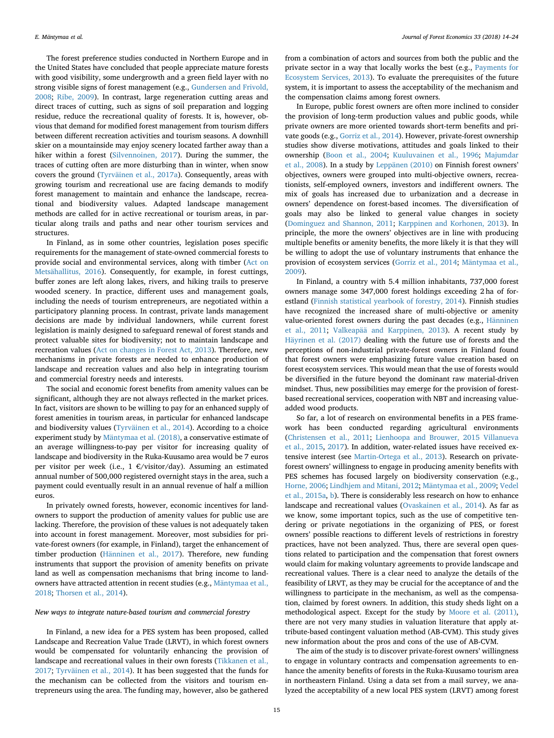The forest preference studies conducted in Northern Europe and in the United States have concluded that people appreciate mature forests with good visibility, some undergrowth and a green field layer with no strong visible signs of forest management (e.g., Gundersen and Frivold, 2008; Ribe, 2009). In contrast, large regeneration cutting areas and direct traces of cutting, such as signs of soil preparation and logging residue, reduce the recreational quality of forests. It is, however, obvious that demand for modified forest management from tourism differs between different recreation activities and tourism seasons. A downhill skier on a mountainside may enjoy scenery located farther away than a hiker within a forest (Silvennoinen, 2017). During the summer, the traces of cutting often are more disturbing than in winter, when snow covers the ground (Tyrväinen et al., 2017a). Consequently, areas with growing tourism and recreational use are facing demands to modify forest management to maintain and enhance the landscape, recreational and biodiversity values. Adapted landscape management methods are called for in active recreational or tourism areas, in particular along trails and paths and near other tourism services and structures.

In Finland, as in some other countries, legislation poses specific requirements for the management of state-owned commercial forests to provide social and environmental services, along with timber (Act on Metsähallitus, 2016). Consequently, for example, in forest cuttings, buffer zones are left along lakes, rivers, and hiking trails to preserve wooded scenery. In practice, different uses and management goals, including the needs of tourism entrepreneurs, are negotiated within a participatory planning process. In contrast, private lands management decisions are made by individual landowners, while current forest legislation is mainly designed to safeguard renewal of forest stands and protect valuable sites for biodiversity; not to maintain landscape and recreation values (Act on changes in Forest Act, 2013). Therefore, new mechanisms in private forests are needed to enhance production of landscape and recreation values and also help in integrating tourism and commercial forestry needs and interests.

The social and economic forest benefits from amenity values can be significant, although they are not always reflected in the market prices. In fact, visitors are shown to be willing to pay for an enhanced supply of forest amenities in tourism areas, in particular for enhanced landscape and biodiversity values (Tyrväinen et al., 2014). According to a choice experiment study by Mäntymaa et al. (2018), a conservative estimate of an average willingness-to-pay per visitor for increasing quality of landscape and biodiversity in the Ruka-Kuusamo area would be 7 euros per visitor per week (i.e., 1 €/visitor/day). Assuming an estimated annual number of 500,000 registered overnight stays in the area, such a payment could eventually result in an annual revenue of half a million euros.

In privately owned forests, however, economic incentives for landowners to support the production of amenity values for public use are lacking. Therefore, the provision of these values is not adequately taken into account in forest management. Moreover, most subsidies for private-forest owners (for example, in Finland), target the enhancement of timber production (Hänninen et al., 2017). Therefore, new funding instruments that support the provision of amenity benefits on private land as well as compensation mechanisms that bring income to landowners have attracted attention in recent studies (e.g., Mäntymaa et al., 2018; Thorsen et al., 2014).

*New ways to integrate nature-based tourism and commercial forestry*

In Finland, a new idea for a PES system has been proposed, called Landscape and Recreation Value Trade (LRVT), in which forest owners would be compensated for voluntarily enhancing the provision of landscape and recreational values in their own forests (Tikkanen et al., 2017; Tyrväinen et al., 2014). It has been suggested that the funds for the mechanism can be collected from the visitors and tourism entrepreneurs using the area. The funding may, however, also be gathered from a combination of actors and sources from both the public and the private sector in a way that locally works the best (e.g., Payments for Ecosystem Services, 2013). To evaluate the prerequisites of the future system, it is important to assess the acceptability of the mechanism and the compensation claims among forest owners.

In Europe, public forest owners are often more inclined to consider the provision of long-term production values and public goods, while private owners are more oriented towards short-term benefits and private goods (e.g., Gorriz et al., 2014). However, private-forest ownership studies show diverse motivations, attitudes and goals linked to their ownership (Boon et al., 2004; Kuuluvainen et al., 1996; Majumdar et al., 2008). In a study by Leppänen (2010) on Finnish forest owners' objectives, owners were grouped into multi-objective owners, recreationists, self-employed owners, investors and indifferent owners. The mix of goals has increased due to urbanization and a decrease in owners' dependence on forest-based incomes. The diversification of goals may also be linked to general value changes in society (Dominguez and Shannon, 2011; Karppinen and Korhonen, 2013). In principle, the more the owners' objectives are in line with producing multiple benefits or amenity benefits, the more likely it is that they will be willing to adopt the use of voluntary instruments that enhance the provision of ecosystem services (Gorriz et al., 2014; Mäntymaa et al., 2009).

In Finland, a country with 5.4 million inhabitants, 737,000 forest owners manage some 347,000 forest holdings exceeding 2 ha of forestland (Finnish statistical yearbook of forestry, 2014). Finnish studies have recognized the increased share of multi-objective or amenity value-oriented forest owners during the past decades (e.g., Hänninen et al., 2011; Valkeapää and Karppinen, 2013). A recent study by Häyrinen et al. (2017) dealing with the future use of forests and the perceptions of non-industrial private-forest owners in Finland found that forest owners were emphasizing future value creation based on forest ecosystem services. This would mean that the use of forests would be diversified in the future beyond the dominant raw material-driven mindset. Thus, new possibilities may emerge for the provision of forest-based recreational services, cooperation with NBT and increasing value-added wood products.

So far, a lot of research on environmental benefits in a PES framework has been conducted regarding agricultural environments (Christensen et al., 2011; Lienhoopa and Brouwer, 2015 Villanueva et al., 2015, 2017). In addition, water-related issues have received extensive interest (see Martin-Ortega et al., 2013). Research on private-forest owners' willingness to engage in producing amenity benefits with PES schemes has focused largely on biodiversity conservation (e.g., Horne, 2006; Lindhjem and Mitani, 2012; Mäntymaa et al., 2009; Vedel et al., 2015a, b). There is considerably less research on how to enhance landscape and recreational values (Ovaskainen et al., 2014). As far as we know, some important topics, such as the use of competitive tendering or private negotiations in the organizing of PES, or forest owners' possible reactions to different levels of restrictions in forestry practices, have not been analyzed. Thus, there are several open questions related to participation and the compensation that forest owners would claim for making voluntary agreements to provide landscape and recreational values. There is a clear need to analyze the details of the feasibility of LRVT, as they may be crucial for the acceptance of and the willingness to participate in the mechanism, as well as the compensation, claimed by forest owners. In addition, this study sheds light on a methodological aspect. Except for the study by Moore et al. (2011), there are not very many studies in valuation literature that apply attribute-based contingent valuation method (AB-CVM). This study gives new information about the pros and cons of the use of AB-CVM.

The aim of the study is to discover private-forest owners' willingness to engage in voluntary contracts and compensation agreements to enhance the amenity benefits of forests in the Ruka-Kuusamo tourism area in northeastern Finland. Using a data set from a mail survey, we analyzed the acceptability of a new local PES system (LRVT) among forest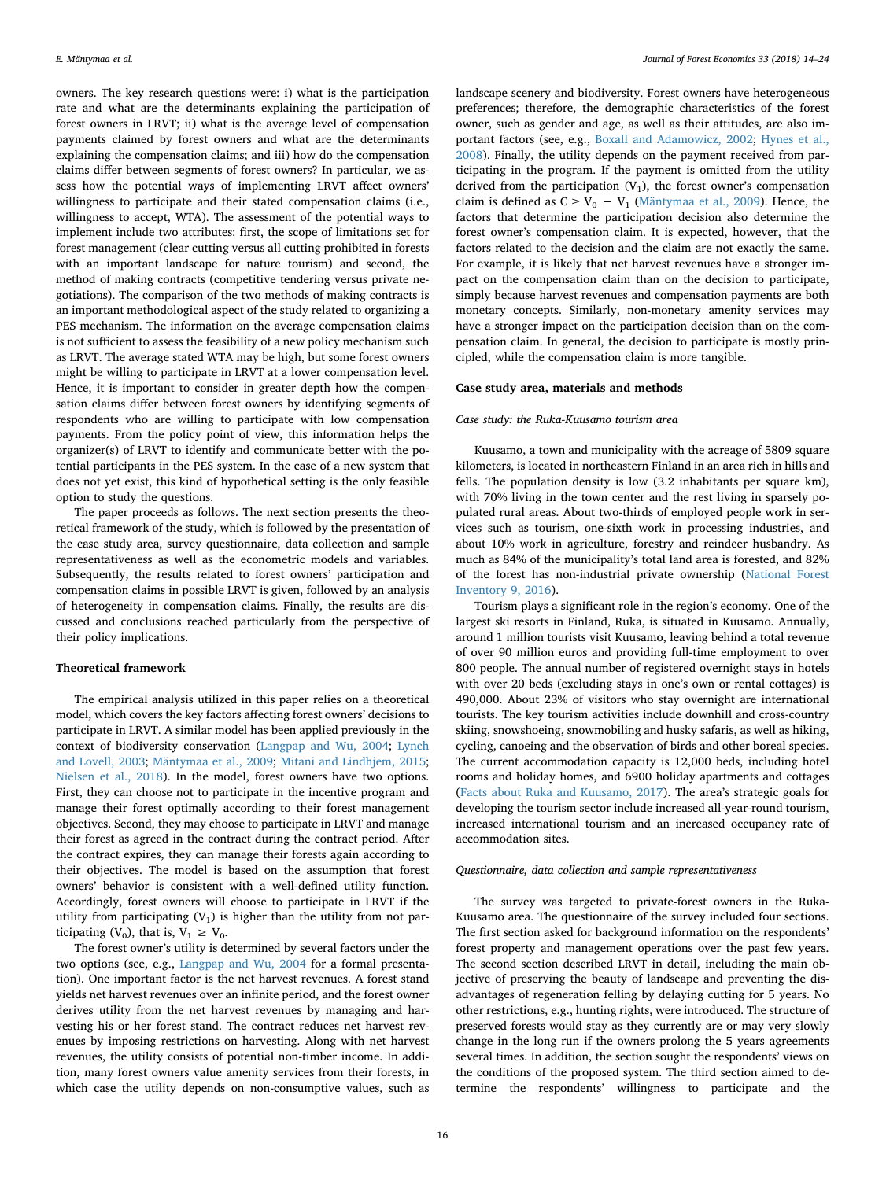owners. The key research questions were: i) what is the participation rate and what are the determinants explaining the participation of forest owners in LRVT; ii) what is the average level of compensation payments claimed by forest owners and what are the determinants explaining the compensation claims; and iii) how do the compensation claims differ between segments of forest owners? In particular, we assess how the potential ways of implementing LRVT affect owners' willingness to participate and their stated compensation claims (i.e., willingness to accept, WTA). The assessment of the potential ways to implement include two attributes: first, the scope of limitations set for forest management (clear cutting versus all cutting prohibited in forests with an important landscape for nature tourism) and second, the method of making contracts (competitive tendering versus private negotiations). The comparison of the two methods of making contracts is an important methodological aspect of the study related to organizing a PES mechanism. The information on the average compensation claims is not sufficient to assess the feasibility of a new policy mechanism such as LRVT. The average stated WTA may be high, but some forest owners might be willing to participate in LRVT at a lower compensation level. Hence, it is important to consider in greater depth how the compensation claims differ between forest owners by identifying segments of respondents who are willing to participate with low compensation payments. From the policy point of view, this information helps the organizer(s) of LRVT to identify and communicate better with the potential participants in the PES system. In the case of a new system that does not yet exist, this kind of hypothetical setting is the only feasible option to study the questions.

The paper proceeds as follows. The next section presents the theoretical framework of the study, which is followed by the presentation of the case study area, survey questionnaire, data collection and sample representativeness as well as the econometric models and variables. Subsequently, the results related to forest owners' participation and compensation claims in possible LRVT is given, followed by an analysis of heterogeneity in compensation claims. Finally, the results are discussed and conclusions reached particularly from the perspective of their policy implications.

## Theoretical framework

The empirical analysis utilized in this paper relies on a theoretical model, which covers the key factors affecting forest owners' decisions to participate in LRVT. A similar model has been applied previously in the context of biodiversity conservation (Langpap and Wu, 2004; Lynch and Lovell, 2003; Mäntymaa et al., 2009; Mitani and Lindhjem, 2015; Nielsen et al., 2018). In the model, forest owners have two options. First, they can choose not to participate in the incentive program and manage their forest optimally according to their forest management objectives. Second, they may choose to participate in LRVT and manage their forest as agreed in the contract during the contract period. After the contract expires, they can manage their forests again according to their objectives. The model is based on the assumption that forest owners' behavior is consistent with a well-defined utility function. Accordingly, forest owners will choose to participate in LRVT if the utility from participating ($V_1$) is higher than the utility from not participating ($V_0$), that is, $V_1 \geq V_0$.

The forest owner's utility is determined by several factors under the two options (see, e.g., Langpap and Wu, 2004 for a formal presentation). One important factor is the net harvest revenues. A forest stand yields net harvest revenues over an infinite period, and the forest owner derives utility from the net harvest revenues by managing and harvesting his or her forest stand. The contract reduces net harvest revenues by imposing restrictions on harvesting. Along with net harvest revenues, the utility consists of potential non-timber income. In addition, many forest owners value amenity services from their forests, in which case the utility depends on non-consumptive values, such as landscape scenery and biodiversity. Forest owners have heterogeneous preferences; therefore, the demographic characteristics of the forest owner, such as gender and age, as well as their attitudes, are also important factors (see, e.g., Boxall and Adamowicz, 2002; Hynes et al., 2008). Finally, the utility depends on the payment received from participating in the program. If the payment is omitted from the utility derived from the participation ($V_1$), the forest owner's compensation claim is defined as $C \geq V_0 - V_1$ (Mäntymaa et al., 2009). Hence, the factors that determine the participation decision also determine the forest owner's compensation claim. It is expected, however, that the factors related to the decision and the claim are not exactly the same. For example, it is likely that net harvest revenues have a stronger impact on the compensation claim than on the decision to participate, simply because harvest revenues and compensation payments are both monetary concepts. Similarly, non-monetary amenity services may have a stronger impact on the participation decision than on the compensation claim. In general, the decision to participate is mostly principled, while the compensation claim is more tangible.

## Case study area, materials and methods

### *Case study: the Ruka-Kuusamo tourism area*

Kuusamo, a town and municipality with the acreage of 5809 square kilometers, is located in northeastern Finland in an area rich in hills and fells. The population density is low (3.2 inhabitants per square km), with 70% living in the town center and the rest living in sparsely populated rural areas. About two-thirds of employed people work in services such as tourism, one-sixth work in processing industries, and about 10% work in agriculture, forestry and reindeer husbandry. As much as 84% of the municipality's total land area is forested, and 82% of the forest has non-industrial private ownership (National Forest Inventory 9, 2016).

Tourism plays a significant role in the region's economy. One of the largest ski resorts in Finland, Ruka, is situated in Kuusamo. Annually, around 1 million tourists visit Kuusamo, leaving behind a total revenue of over 90 million euros and providing full-time employment to over 800 people. The annual number of registered overnight stays in hotels with over 20 beds (excluding stays in one's own or rental cottages) is 490,000. About 23% of visitors who stay overnight are international tourists. The key tourism activities include downhill and cross-country skiing, snowshoeing, snowmobiling and husky safaris, as well as hiking, cycling, canoeing and the observation of birds and other boreal species. The current accommodation capacity is 12,000 beds, including hotel rooms and holiday homes, and 6900 holiday apartments and cottages (Facts about Ruka and Kuusamo, 2017). The area's strategic goals for developing the tourism sector include increased all-year-round tourism, increased international tourism and an increased occupancy rate of accommodation sites.

### *Questionnaire, data collection and sample representativeness*

The survey was targeted to private-forest owners in the Ruka-Kuusamo area. The questionnaire of the survey included four sections. The first section asked for background information on the respondents' forest property and management operations over the past few years. The second section described LRVT in detail, including the main objective of preserving the beauty of landscape and preventing the disadvantages of regeneration felling by delaying cutting for 5 years. No other restrictions, e.g., hunting rights, were introduced. The structure of preserved forests would stay as they currently are or may very slowly change in the long run if the owners prolong the 5 years agreements several times. In addition, the section sought the respondents' views on the conditions of the proposed system. The third section aimed to determine the respondents' willingness to participate and the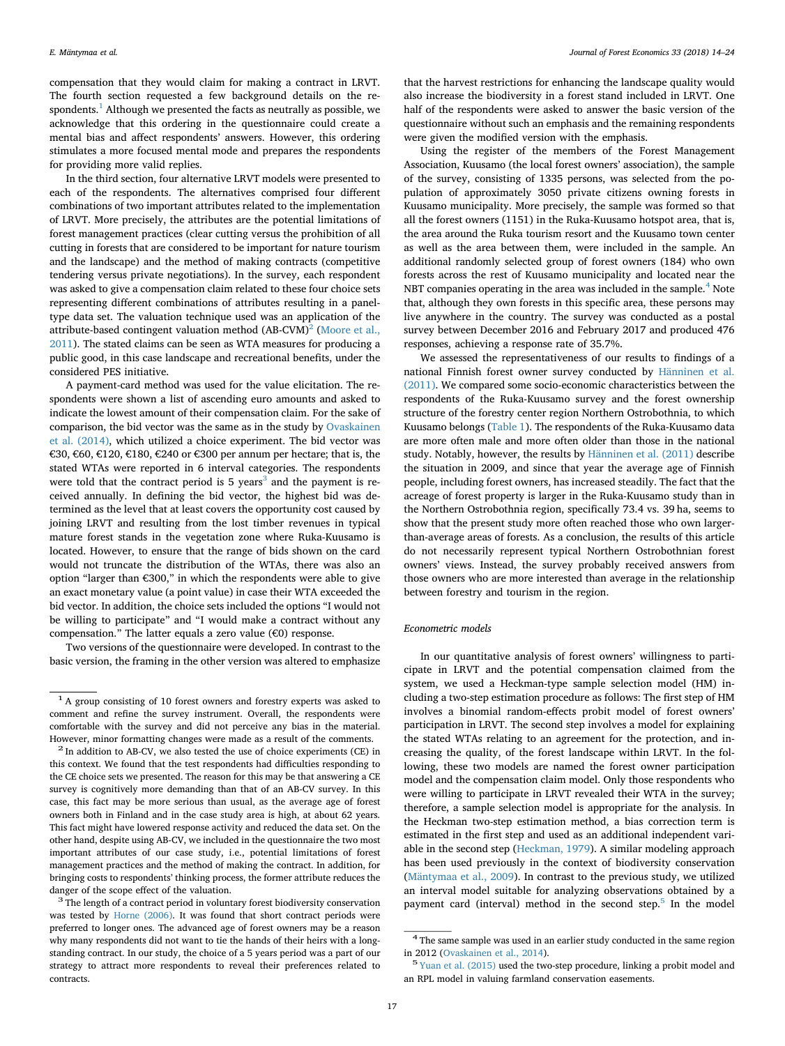compensation that they would claim for making a contract in LRVT. The fourth section requested a few background details on the respondents.[1] Although we presented the facts as neutrally as possible, we acknowledge that this ordering in the questionnaire could create a mental bias and affect respondents' answers. However, this ordering stimulates a more focused mental mode and prepares the respondents for providing more valid replies.

In the third section, four alternative LRVT models were presented to each of the respondents. The alternatives comprised four different combinations of two important attributes related to the implementation of LRVT. More precisely, the attributes are the potential limitations of forest management practices (clear cutting versus the prohibition of all cutting in forests that are considered to be important for nature tourism and the landscape) and the method of making contracts (competitive tendering versus private negotiations). In the survey, each respondent was asked to give a compensation claim related to these four choice sets representing different combinations of attributes resulting in a panel-type data set. The valuation technique used was an application of the attribute-based contingent valuation method (AB-CVM)[2] (Moore et al., 2011). The stated claims can be seen as WTA measures for producing a public good, in this case landscape and recreational benefits, under the considered PES initiative.

A payment-card method was used for the value elicitation. The respondents were shown a list of ascending euro amounts and asked to indicate the lowest amount of their compensation claim. For the sake of comparison, the bid vector was the same as in the study by Ovaskainen et al. (2014), which utilized a choice experiment. The bid vector was €30, €60, €120, €180, €240 or €300 per annum per hectare; that is, the stated WTAs were reported in 6 interval categories. The respondents were told that the contract period is 5 years[3] and the payment is received annually. In defining the bid vector, the highest bid was determined as the level that at least covers the opportunity cost caused by joining LRVT and resulting from the lost timber revenues in typical mature forest stands in the vegetation zone where Ruka-Kuusamo is located. However, to ensure that the range of bids shown on the card would not truncate the distribution of the WTAs, there was also an option "larger than €300," in which the respondents were able to give an exact monetary value (a point value) in case their WTA exceeded the bid vector. In addition, the choice sets included the options "I would not be willing to participate" and "I would make a contract without any compensation." The latter equals a zero value (€0) response.

Two versions of the questionnaire were developed. In contrast to the basic version, the framing in the other version was altered to emphasize that the harvest restrictions for enhancing the landscape quality would also increase the biodiversity in a forest stand included in LRVT. One half of the respondents were asked to answer the basic version of the questionnaire without such an emphasis and the remaining respondents were given the modified version with the emphasis.

Using the register of the members of the Forest Management Association, Kuusamo (the local forest owners' association), the sample of the survey, consisting of 1335 persons, was selected from the population of approximately 3050 private citizens owning forests in Kuusamo municipality. More precisely, the sample was formed so that all the forest owners (1151) in the Ruka-Kuusamo hotspot area, that is, the area around the Ruka tourism resort and the Kuusamo town center as well as the area between them, were included in the sample. An additional randomly selected group of forest owners (184) who own forests across the rest of Kuusamo municipality and located near the NBT companies operating in the area was included in the sample.[4] Note that, although they own forests in this specific area, these persons may live anywhere in the country. The survey was conducted as a postal survey between December 2016 and February 2017 and produced 476 responses, achieving a response rate of 35.7%.

We assessed the representativeness of our results to findings of a national Finnish forest owner survey conducted by Hänninen et al. (2011). We compared some socio-economic characteristics between the respondents of the Ruka-Kuusamo survey and the forest ownership structure of the forestry center region Northern Ostrobothnia, to which Kuusamo belongs (Table 1). The respondents of the Ruka-Kuusamo data are more often male and more often older than those in the national study. Notably, however, the results by Hänninen et al. (2011) describe the situation in 2009, and since that year the average age of Finnish people, including forest owners, has increased steadily. The fact that the acreage of forest property is larger in the Ruka-Kuusamo study than in the Northern Ostrobothnia region, specifically 73.4 vs. 39 ha, seems to show that the present study more often reached those who own larger-than-average areas of forests. As a conclusion, the results of this article do not necessarily represent typical Northern Ostrobothnian forest owners' views. Instead, the survey probably received answers from those owners who are more interested than average in the relationship between forestry and tourism in the region.

### *Econometric models*

In our quantitative analysis of forest owners' willingness to participate in LRVT and the potential compensation claimed from the system, we used a Heckman-type sample selection model (HM) including a two-step estimation procedure as follows: The first step of HM involves a binomial random-effects probit model of forest owners' participation in LRVT. The second step involves a model for explaining the stated WTAs relating to an agreement for the protection, and increasing the quality, of the forest landscape within LRVT. In the following, these two models are named the forest owner participation model and the compensation claim model. Only those respondents who were willing to participate in LRVT revealed their WTA in the survey; therefore, a sample selection model is appropriate for the analysis. In the Heckman two-step estimation method, a bias correction term is estimated in the first step and used as an additional independent variable in the second step (Heckman, 1979). A similar modeling approach has been used previously in the context of biodiversity conservation (Mäntymaa et al., 2009). In contrast to the previous study, we utilized an interval model suitable for analyzing observations obtained by a payment card (interval) method in the second step.[5] In the model

---

[1] A group consisting of 10 forest owners and forestry experts was asked to comment and refine the survey instrument. Overall, the respondents were comfortable with the survey and did not perceive any bias in the material. However, minor formatting changes were made as a result of the comments.

[2] In addition to AB-CV, we also tested the use of choice experiments (CE) in this context. We found that the test respondents had difficulties responding to the CE choice sets we presented. The reason for this may be that answering a CE survey is cognitively more demanding than that of an AB-CV survey. In this case, this fact may be more serious than usual, as the average age of forest owners both in Finland and in the case study area is high, at about 62 years. This fact might have lowered response activity and reduced the data set. On the other hand, despite using AB-CV, we included in the questionnaire the two most important attributes of our case study, i.e., potential limitations of forest management practices and the method of making the contract. In addition, for bringing costs to respondents' thinking process, the former attribute reduces the danger of the scope effect of the valuation.

[3] The length of a contract period in voluntary forest biodiversity conservation was tested by Horne (2006). It was found that short contract periods were preferred to longer ones. The advanced age of forest owners may be a reason why many respondents did not want to tie the hands of their heirs with a long-standing contract. In our study, the choice of a 5 years period was a part of our strategy to attract more respondents to reveal their preferences related to contracts.

[4] The same sample was used in an earlier study conducted in the same region in 2012 (Ovaskainen et al., 2014).

[5] Yuan et al. (2015) used the two-step procedure, linking a probit model and an RPL model in valuing farmland conservation easements.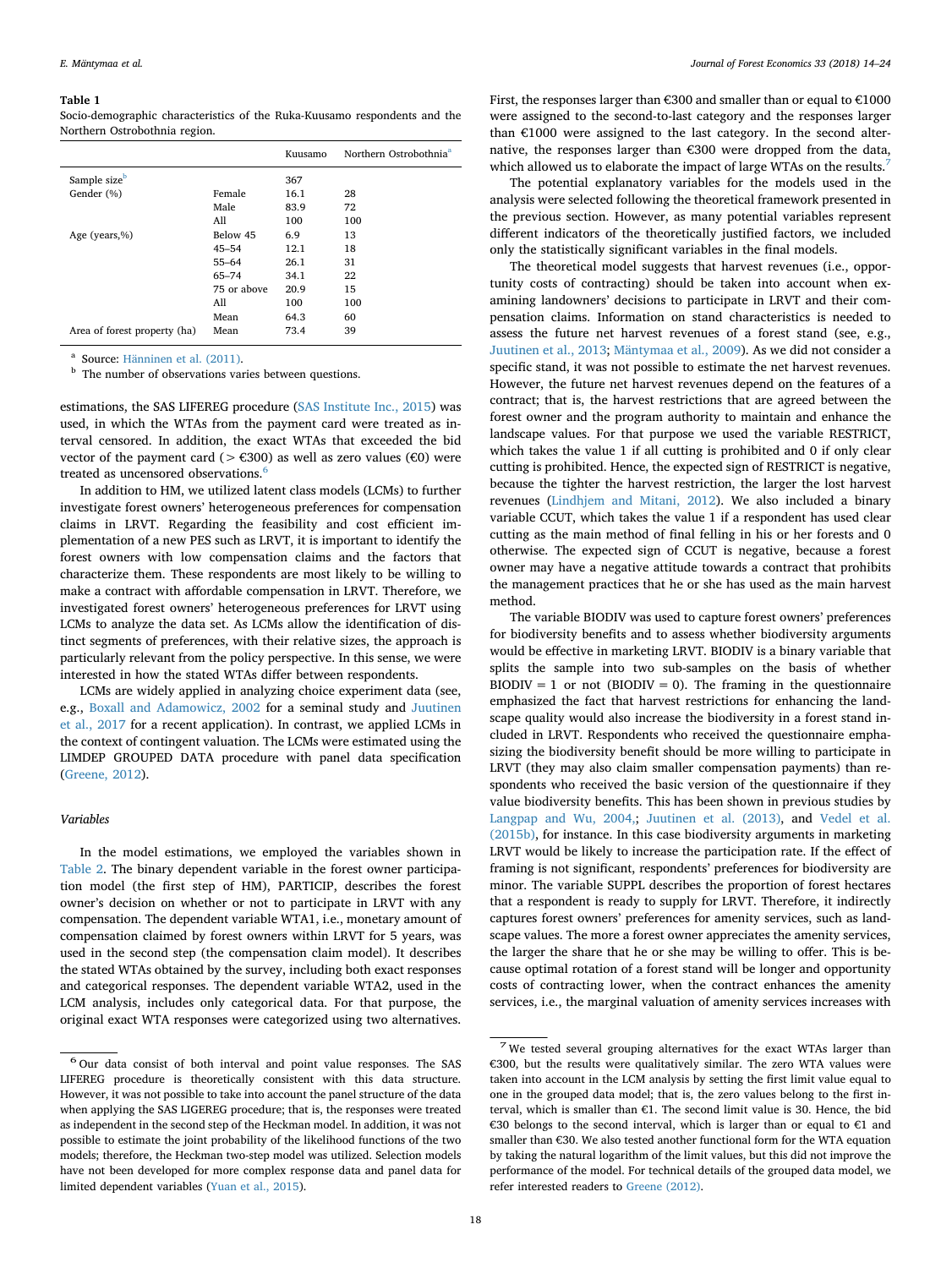**Table 1**
Socio-demographic characteristics of the Ruka-Kuusamo respondents and the Northern Ostrobothnia region.

| | | Kuusamo | Northern Ostrobothnia[a] |
|---|---|---|---|
| Sample size[b] | | 367 | |
| Gender (%) | Female | 16.1 | 28 |
| | Male | 83.9 | 72 |
| | All | 100 | 100 |
| Age (years,%) | Below 45 | 6.9 | 13 |
| | 45–54 | 12.1 | 18 |
| | 55–64 | 26.1 | 31 |
| | 65–74 | 34.1 | 22 |
| | 75 or above | 20.9 | 15 |
| | All | 100 | 100 |
| | Mean | 64.3 | 60 |
| Area of forest property (ha) | Mean | 73.4 | 39 |

[a] Source: Hänninen et al. (2011).
[b] The number of observations varies between questions.

estimations, the SAS LIFEREG procedure (SAS Institute Inc., 2015) was used, in which the WTAs from the payment card were treated as interval censored. In addition, the exact WTAs that exceeded the bid vector of the payment card (> €300) as well as zero values (€0) were treated as uncensored observations.[6]

In addition to HM, we utilized latent class models (LCMs) to further investigate forest owners' heterogeneous preferences for compensation claims in LRVT. Regarding the feasibility and cost efficient implementation of a new PES such as LRVT, it is important to identify the forest owners with low compensation claims and the factors that characterize them. These respondents are most likely to be willing to make a contract with affordable compensation in LRVT. Therefore, we investigated forest owners' heterogeneous preferences for LRVT using LCMs to analyze the data set. As LCMs allow the identification of distinct segments of preferences, with their relative sizes, the approach is particularly relevant from the policy perspective. In this sense, we were interested in how the stated WTAs differ between respondents.

LCMs are widely applied in analyzing choice experiment data (see, e.g., Boxall and Adamowicz, 2002 for a seminal study and Juutinen et al., 2017 for a recent application). In contrast, we applied LCMs in the context of contingent valuation. The LCMs were estimated using the LIMDEP GROUPED DATA procedure with panel data specification (Greene, 2012).

### Variables

In the model estimations, we employed the variables shown in Table 2. The binary dependent variable in the forest owner participation model (the first step of HM), PARTICIP, describes the forest owner's decision on whether or not to participate in LRVT with any compensation. The dependent variable WTA1, i.e., monetary amount of compensation claimed by forest owners within LRVT for 5 years, was used in the second step (the compensation claim model). It describes the stated WTAs obtained by the survey, including both exact responses and categorical responses. The dependent variable WTA2, used in the LCM analysis, includes only categorical data. For that purpose, the original exact WTA responses were categorized using two alternatives. First, the responses larger than €300 and smaller than or equal to €1000 were assigned to the second-to-last category and the responses larger than €1000 were assigned to the last category. In the second alternative, the responses larger than €300 were dropped from the data, which allowed us to elaborate the impact of large WTAs on the results.[7]

The potential explanatory variables for the models used in the analysis were selected following the theoretical framework presented in the previous section. However, as many potential variables represent different indicators of the theoretically justified factors, we included only the statistically significant variables in the final models.

The theoretical model suggests that harvest revenues (i.e., opportunity costs of contracting) should be taken into account when examining landowners' decisions to participate in LRVT and their compensation claims. Information on stand characteristics is needed to assess the future net harvest revenues of a forest stand (see, e.g., Juutinen et al., 2013; Mäntymaa et al., 2009). As we did not consider a specific stand, it was not possible to estimate the net harvest revenues. However, the future net harvest revenues depend on the features of a contract; that is, the harvest restrictions that are agreed between the forest owner and the program authority to maintain and enhance the landscape values. For that purpose we used the variable RESTRICT, which takes the value 1 if all cutting is prohibited and 0 if only clear cutting is prohibited. Hence, the expected sign of RESTRICT is negative, because the tighter the harvest restriction, the larger the lost harvest revenues (Lindhjem and Mitani, 2012). We also included a binary variable CCUT, which takes the value 1 if a respondent has used clear cutting as the main method of final felling in his or her forests and 0 otherwise. The expected sign of CCUT is negative, because a forest owner may have a negative attitude towards a contract that prohibits the management practices that he or she has used as the main harvest method.

The variable BIODIV was used to capture forest owners' preferences for biodiversity benefits and to assess whether biodiversity arguments would be effective in marketing LRVT. BIODIV is a binary variable that splits the sample into two sub-samples on the basis of whether BIODIV = 1 or not (BIODIV = 0). The framing in the questionnaire emphasized the fact that harvest restrictions for enhancing the landscape quality would also increase the biodiversity in a forest stand included in LRVT. Respondents who received the questionnaire emphasizing the biodiversity benefit should be more willing to participate in LRVT (they may also claim smaller compensation payments) than respondents who received the basic version of the questionnaire if they value biodiversity benefits. This has been shown in previous studies by Langpap and Wu, 2004,; Juutinen et al. (2013), and Vedel et al. (2015b), for instance. In this case biodiversity arguments in marketing LRVT would be likely to increase the participation rate. If the effect of framing is not significant, respondents' preferences for biodiversity are minor. The variable SUPPL describes the proportion of forest hectares that a respondent is ready to supply for LRVT. Therefore, it indirectly captures forest owners' preferences for amenity services, such as landscape values. The more a forest owner appreciates the amenity services, the larger the share that he or she may be willing to offer. This is because optimal rotation of a forest stand will be longer and opportunity costs of contracting lower, when the contract enhances the amenity services, i.e., the marginal valuation of amenity services increases with

[6] Our data consist of both interval and point value responses. The SAS LIFEREG procedure is theoretically consistent with this data structure. However, it was not possible to take into account the panel structure of the data when applying the SAS LIGEREG procedure; that is, the responses were treated as independent in the second step of the Heckman model. In addition, it was not possible to estimate the joint probability of the likelihood functions of the two models; therefore, the Heckman two-step model was utilized. Selection models have not been developed for more complex response data and panel data for limited dependent variables (Yuan et al., 2015).

[7] We tested several grouping alternatives for the exact WTAs larger than €300, but the results were qualitatively similar. The zero WTA values were taken into account in the LCM analysis by setting the first limit value equal to one in the grouped data model; that is, the zero values belong to the first interval, which is smaller than €1. The second limit value is 30. Hence, the bid €30 belongs to the second interval, which is larger than or equal to €1 and smaller than €30. We also tested another functional form for the WTA equation by taking the natural logarithm of the limit values, but this did not improve the performance of the model. For technical details of the grouped data model, we refer interested readers to Greene (2012).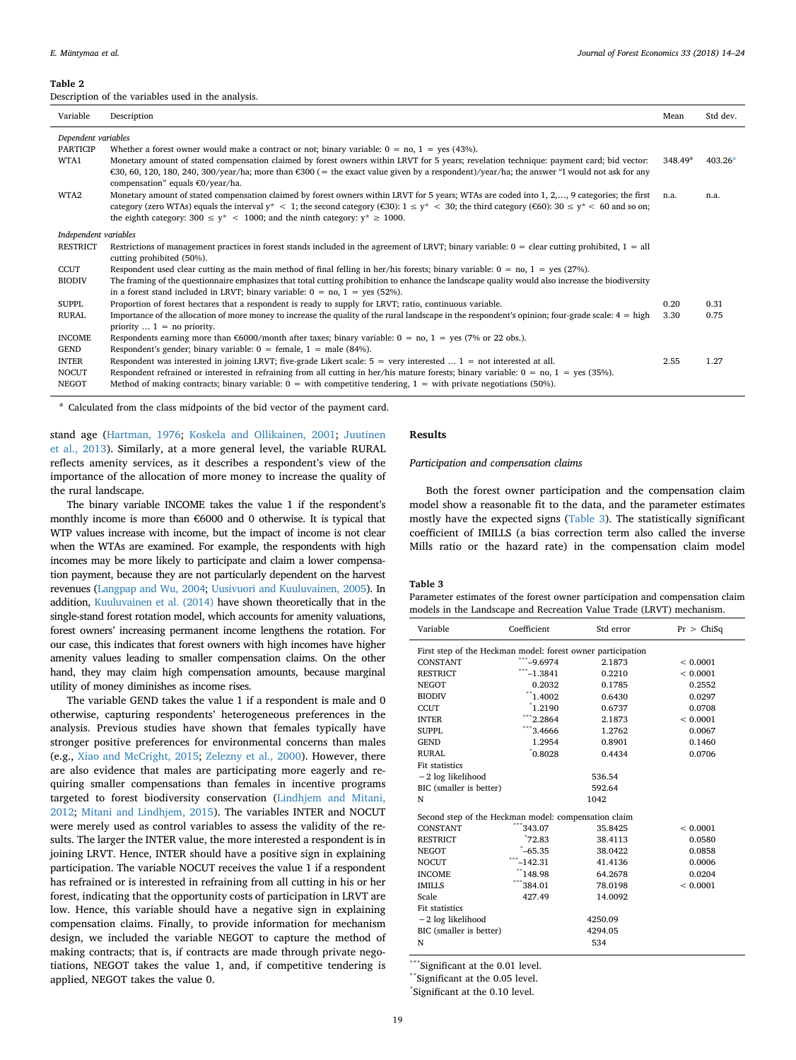**Table 2**
Description of the variables used in the analysis.

| Variable | Description | Mean | Std dev. |
|---|---|---|---|
| *Dependent variables* | | | |
| PARTICIP | Whether a forest owner would make a contract or not; binary variable: 0 = no, 1 = yes (43%). | | |
| WTA1 | Monetary amount of stated compensation claimed by forest owners within LRVT for 5 years; revelation technique: payment card; bid vector: €30, 60, 120, 180, 240, 300/year/ha; more than €300 (= the exact value given by a respondent)/year/ha; the answer "I would not ask for any compensation" equals €0/year/ha. | 348.49[a] | 403.26[a] |
| WTA2 | Monetary amount of stated compensation claimed by forest owners within LRVT for 5 years; WTAs are coded into 1, 2,…, 9 categories; the first category (zero WTAs) equals the interval $y^* < 1$; the second category (€30): $1 \leq y^* < 30$; the third category (€60): $30 \leq y^* < 60$ and so on; the eighth category: $300 \leq y^* < 1000$; and the ninth category: $y^* \geq 1000$. | n.a. | n.a. |
| *Independent variables* | | | |
| RESTRICT | Restrictions of management practices in forest stands included in the agreement of LRVT; binary variable: 0 = clear cutting prohibited, 1 = all cutting prohibited (50%). | | |
| CCUT | Respondent used clear cutting as the main method of final felling in her/his forests; binary variable: 0 = no, 1 = yes (27%). | | |
| BIODIV | The framing of the questionnaire emphasizes that total cutting prohibition to enhance the landscape quality would also increase the biodiversity in a forest stand included in LRVT; binary variable: 0 = no, 1 = yes (52%). | | |
| SUPPL | Proportion of forest hectares that a respondent is ready to supply for LRVT; ratio, continuous variable. | 0.20 | 0.31 |
| RURAL | Importance of the allocation of more money to increase the quality of the rural landscape in the respondent's opinion; four-grade scale: 4 = high priority … 1 = no priority. | 3.30 | 0.75 |
| INCOME | Respondents earning more than €6000/month after taxes; binary variable: 0 = no, 1 = yes (7% or 22 obs.). | | |
| GEND | Respondent's gender; binary variable: 0 = female, 1 = male (84%). | | |
| INTER | Respondent was interested in joining LRVT; five-grade Likert scale: 5 = very interested … 1 = not interested at all. | 2.55 | 1.27 |
| NOCUT | Respondent refrained or interested in refraining from all cutting in her/his mature forests; binary variable: 0 = no, 1 = yes (35%). | | |
| NEGOT | Method of making contracts; binary variable: 0 = with competitive tendering, 1 = with private negotiations (50%). | | |

[a] Calculated from the class midpoints of the bid vector of the payment card.

stand age (Hartman, 1976; Koskela and Ollikainen, 2001; Juutinen et al., 2013). Similarly, at a more general level, the variable RURAL reflects amenity services, as it describes a respondent's view of the importance of the allocation of more money to increase the quality of the rural landscape.

The binary variable INCOME takes the value 1 if the respondent's monthly income is more than €6000 and 0 otherwise. It is typical that WTP values increase with income, but the impact of income is not clear when the WTAs are examined. For example, the respondents with high incomes may be more likely to participate and claim a lower compensation payment, because they are not particularly dependent on the harvest revenues (Langpap and Wu, 2004; Uusivuori and Kuuluvainen, 2005). In addition, Kuuluvainen et al. (2014) have shown theoretically that in the single-stand forest rotation model, which accounts for amenity valuations, forest owners' increasing permanent income lengthens the rotation. For our case, this indicates that forest owners with high incomes have higher amenity values leading to smaller compensation claims. On the other hand, they may claim high compensation amounts, because marginal utility of money diminishes as income rises.

The variable GEND takes the value 1 if a respondent is male and 0 otherwise, capturing respondents' heterogeneous preferences in the analysis. Previous studies have shown that females typically have stronger positive preferences for environmental concerns than males (e.g., Xiao and McCright, 2015; Zelezny et al., 2000). However, there are also evidence that males are participating more eagerly and requiring smaller compensations than females in incentive programs targeted to forest biodiversity conservation (Lindhjem and Mitani, 2012; Mitani and Lindhjem, 2015). The variables INTER and NOCUT were merely used as control variables to assess the validity of the results. The larger the INTER value, the more interested a respondent is in joining LRVT. Hence, INTER should have a positive sign in explaining participation. The variable NOCUT receives the value 1 if a respondent has refrained or is interested in refraining from all cutting in his or her forest, indicating that the opportunity costs of participation in LRVT are low. Hence, this variable should have a negative sign in explaining compensation claims. Finally, to provide information for mechanism design, we included the variable NEGOT to capture the method of making contracts; that is, if contracts are made through private negotiations, NEGOT takes the value 1, and, if competitive tendering is applied, NEGOT takes the value 0.

## Results

### *Participation and compensation claims*

Both the forest owner participation and the compensation claim model show a reasonable fit to the data, and the parameter estimates mostly have the expected signs (Table 3). The statistically significant coefficient of IMILLS (a bias correction term also called the inverse Mills ratio or the hazard rate) in the compensation claim model

**Table 3**
Parameter estimates of the forest owner participation and compensation claim models in the Landscape and Recreation Value Trade (LRVT) mechanism.

| Variable | Coefficient | Std error | Pr > ChiSq |
|---|---|---|---|
| *First step of the Heckman model: forest owner participation* | | | |
| CONSTANT | ***−9.6974 | 2.1873 | < 0.0001 |
| RESTRICT | ***−1.3841 | 0.2210 | < 0.0001 |
| NEGOT | 0.2032 | 0.1785 | 0.2552 |
| BIODIV | **1.4002 | 0.6430 | 0.0297 |
| CCUT | *1.2190 | 0.6737 | 0.0708 |
| INTER | ***2.2864 | 2.1873 | < 0.0001 |
| SUPPL | ***3.4666 | 1.2762 | 0.0067 |
| GEND | 1.2954 | 0.8901 | 0.1460 |
| RURAL | *0.8028 | 0.4434 | 0.0706 |
| Fit statistics | | | |
| −2 log likelihood | | 536.54 | |
| BIC (smaller is better) | | 592.64 | |
| N | | 1042 | |
| *Second step of the Heckman model: compensation claim* | | | |
| CONSTANT | ***343.07 | 35.8425 | < 0.0001 |
| RESTRICT | *72.83 | 38.4113 | 0.0580 |
| NEGOT | *−65.35 | 38.0422 | 0.0858 |
| NOCUT | ***−142.31 | 41.4136 | 0.0006 |
| INCOME | **148.98 | 64.2678 | 0.0204 |
| IMILLS | ***384.01 | 78.0198 | < 0.0001 |
| Scale | 427.49 | 14.0092 | |
| Fit statistics | | | |
| −2 log likelihood | | 4250.09 | |
| BIC (smaller is better) | | 4294.05 | |
| N | | 534 | |

*** Significant at the 0.01 level.
** Significant at the 0.05 level.
* Significant at the 0.10 level.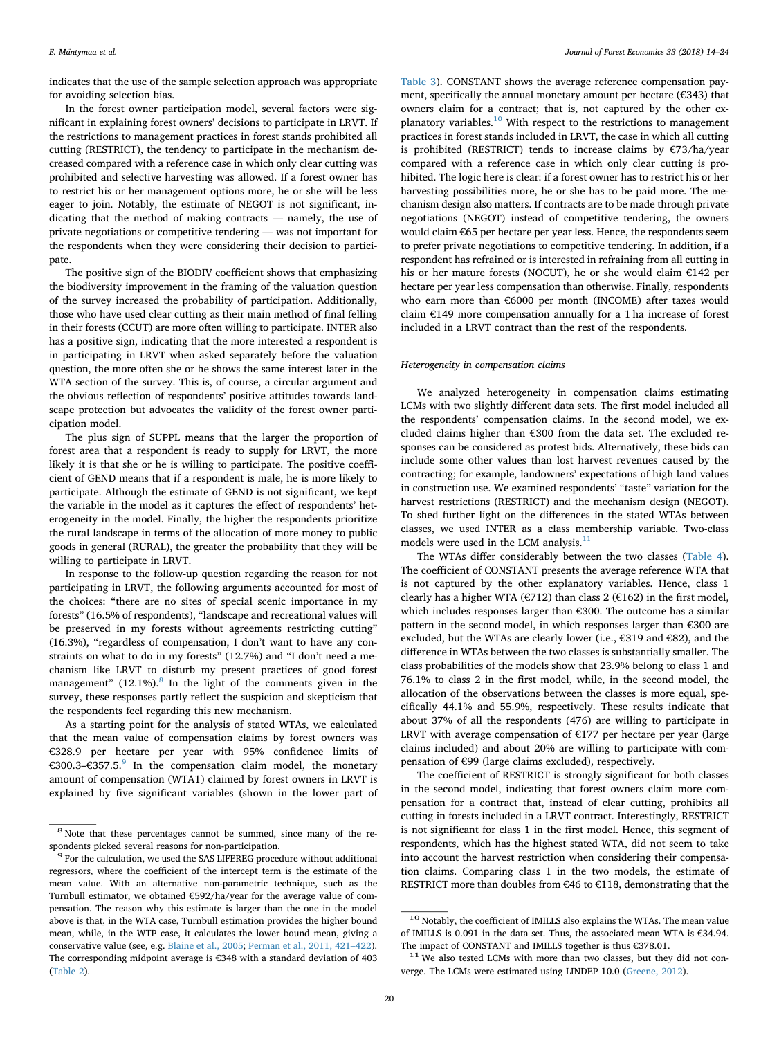indicates that the use of the sample selection approach was appropriate for avoiding selection bias.

In the forest owner participation model, several factors were significant in explaining forest owners' decisions to participate in LRVT. If the restrictions to management practices in forest stands prohibited all cutting (RESTRICT), the tendency to participate in the mechanism decreased compared with a reference case in which only clear cutting was prohibited and selective harvesting was allowed. If a forest owner has to restrict his or her management options more, he or she will be less eager to join. Notably, the estimate of NEGOT is not significant, indicating that the method of making contracts — namely, the use of private negotiations or competitive tendering — was not important for the respondents when they were considering their decision to participate.

The positive sign of the BIODIV coefficient shows that emphasizing the biodiversity improvement in the framing of the valuation question of the survey increased the probability of participation. Additionally, those who have used clear cutting as their main method of final felling in their forests (CCUT) are more often willing to participate. INTER also has a positive sign, indicating that the more interested a respondent is in participating in LRVT when asked separately before the valuation question, the more often she or he shows the same interest later in the WTA section of the survey. This is, of course, a circular argument and the obvious reflection of respondents' positive attitudes towards landscape protection but advocates the validity of the forest owner participation model.

The plus sign of SUPPL means that the larger the proportion of forest area that a respondent is ready to supply for LRVT, the more likely it is that she or he is willing to participate. The positive coefficient of GEND means that if a respondent is male, he is more likely to participate. Although the estimate of GEND is not significant, we kept the variable in the model as it captures the effect of respondents' heterogeneity in the model. Finally, the higher the respondents prioritize the rural landscape in terms of the allocation of more money to public goods in general (RURAL), the greater the probability that they will be willing to participate in LRVT.

In response to the follow-up question regarding the reason for not participating in LRVT, the following arguments accounted for most of the choices: "there are no sites of special scenic importance in my forests" (16.5% of respondents), "landscape and recreational values will be preserved in my forests without agreements restricting cutting" (16.3%), "regardless of compensation, I don't want to have any constraints on what to do in my forests" (12.7%) and "I don't need a mechanism like LRVT to disturb my present practices of good forest management" (12.1%).[8] In the light of the comments given in the survey, these responses partly reflect the suspicion and skepticism that the respondents feel regarding this new mechanism.

As a starting point for the analysis of stated WTAs, we calculated that the mean value of compensation claims by forest owners was €328.9 per hectare per year with 95% confidence limits of €300.3–€357.5.[9] In the compensation claim model, the monetary amount of compensation (WTA1) claimed by forest owners in LRVT is explained by five significant variables (shown in the lower part of Table 3). CONSTANT shows the average reference compensation payment, specifically the annual monetary amount per hectare (€343) that owners claim for a contract; that is, not captured by the other explanatory variables.[10] With respect to the restrictions to management practices in forest stands included in LRVT, the case in which all cutting is prohibited (RESTRICT) tends to increase claims by €73/ha/year compared with a reference case in which only clear cutting is prohibited. The logic here is clear: if a forest owner has to restrict his or her harvesting possibilities more, he or she has to be paid more. The mechanism design also matters. If contracts are to be made through private negotiations (NEGOT) instead of competitive tendering, the owners would claim €65 per hectare per year less. Hence, the respondents seem to prefer private negotiations to competitive tendering. In addition, if a respondent has refrained or is interested in refraining from all cutting in his or her mature forests (NOCUT), he or she would claim €142 per hectare per year less compensation than otherwise. Finally, respondents who earn more than €6000 per month (INCOME) after taxes would claim €149 more compensation annually for a 1 ha increase of forest included in a LRVT contract than the rest of the respondents.

### Heterogeneity in compensation claims

We analyzed heterogeneity in compensation claims estimating LCMs with two slightly different data sets. The first model included all the respondents' compensation claims. In the second model, we excluded claims higher than €300 from the data set. The excluded responses can be considered as protest bids. Alternatively, these bids can include some other values than lost harvest revenues caused by the contracting; for example, landowners' expectations of high land values in construction use. We examined respondents' "taste" variation for the harvest restrictions (RESTRICT) and the mechanism design (NEGOT). To shed further light on the differences in the stated WTAs between classes, we used INTER as a class membership variable. Two-class models were used in the LCM analysis.[11]

The WTAs differ considerably between the two classes (Table 4). The coefficient of CONSTANT presents the average reference WTA that is not captured by the other explanatory variables. Hence, class 1 clearly has a higher WTA (€712) than class 2 (€162) in the first model, which includes responses larger than €300. The outcome has a similar pattern in the second model, in which responses larger than €300 are excluded, but the WTAs are clearly lower (i.e., €319 and €82), and the difference in WTAs between the two classes is substantially smaller. The class probabilities of the models show that 23.9% belong to class 1 and 76.1% to class 2 in the first model, while, in the second model, the allocation of the observations between the classes is more equal, specifically 44.1% and 55.9%, respectively. These results indicate that about 37% of all the respondents (476) are willing to participate in LRVT with average compensation of €177 per hectare per year (large claims included) and about 20% are willing to participate with compensation of €99 (large claims excluded), respectively.

The coefficient of RESTRICT is strongly significant for both classes in the second model, indicating that forest owners claim more compensation for a contract that, instead of clear cutting, prohibits all cutting in forests included in a LRVT contract. Interestingly, RESTRICT is not significant for class 1 in the first model. Hence, this segment of respondents, which has the highest stated WTA, did not seem to take into account the harvest restriction when considering their compensation claims. Comparing class 1 in the two models, the estimate of RESTRICT more than doubles from €46 to €118, demonstrating that the

---

[8] Note that these percentages cannot be summed, since many of the respondents picked several reasons for non-participation.

[9] For the calculation, we used the SAS LIFEREG procedure without additional regressors, where the coefficient of the intercept term is the estimate of the mean value. With an alternative non-parametric technique, such as the Turnbull estimator, we obtained €592/ha/year for the average value of compensation. The reason why this estimate is larger than the one in the model above is that, in the WTA case, Turnbull estimation provides the higher bound mean, while, in the WTP case, it calculates the lower bound mean, giving a conservative value (see, e.g. Blaine et al., 2005; Perman et al., 2011, 421–422). The corresponding midpoint average is €348 with a standard deviation of 403 (Table 2).

[10] Notably, the coefficient of IMILLS also explains the WTAs. The mean value of IMILLS is 0.091 in the data set. Thus, the associated mean WTA is €34.94. The impact of CONSTANT and IMILLS together is thus €378.01.

[11] We also tested LCMs with more than two classes, but they did not converge. The LCMs were estimated using LINDEP 10.0 (Greene, 2012).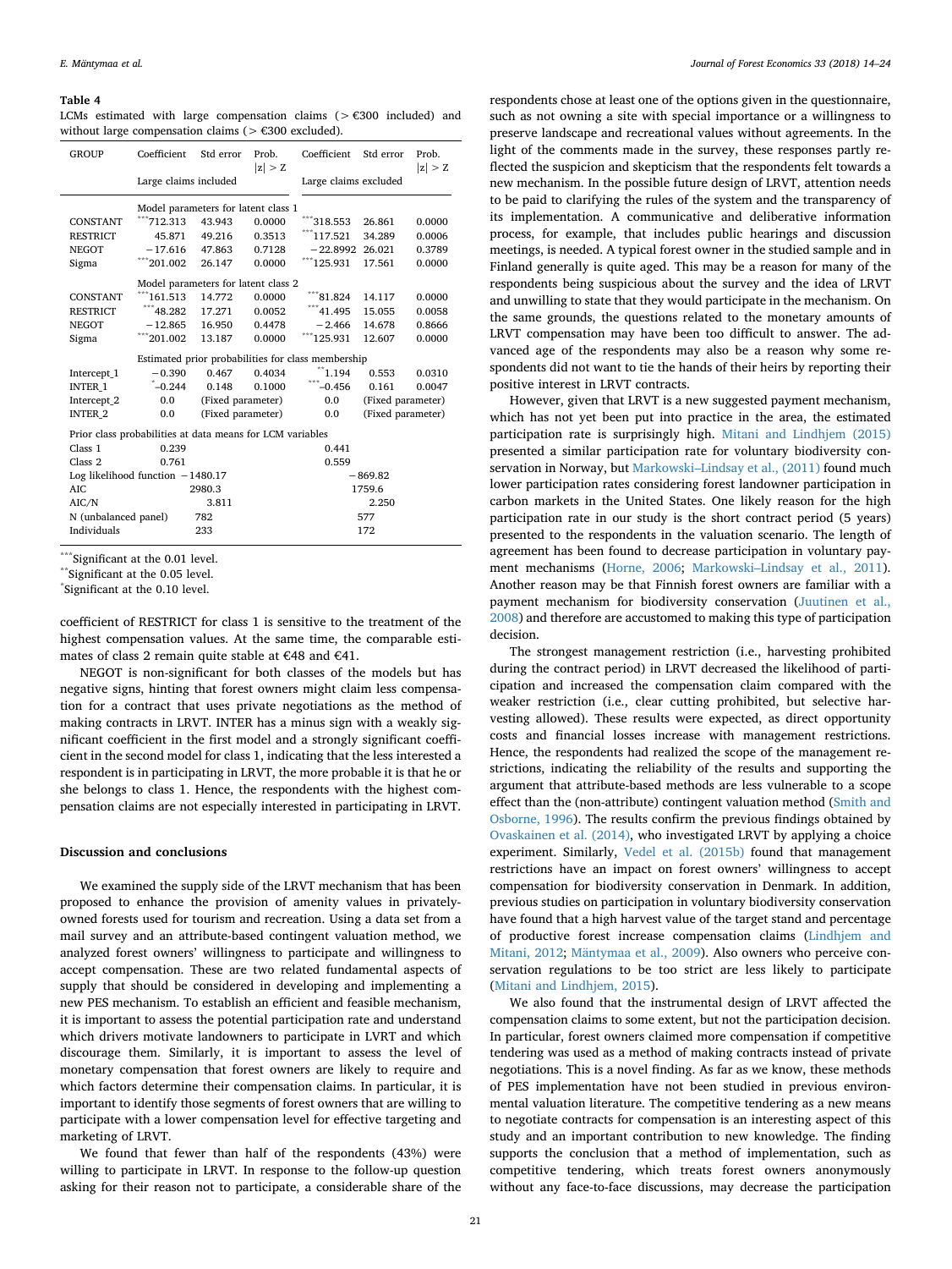**Table 4**

LCMs estimated with large compensation claims (> €300 included) and without large compensation claims (> €300 excluded).

| GROUP | Coefficient | Std error | Prob. \|z\| > Z | Coefficient | Std error | Prob. \|z\| > Z |
|---|---|---|---|---|---|---|
| | Large claims included | | | Large claims excluded | | |
| | Model parameters for latent class 1 | | | | | |
| CONSTANT | ***712.313 | 43.943 | 0.0000 | ***318.553 | 26.861 | 0.0000 |
| RESTRICT | 45.871 | 49.216 | 0.3513 | ***117.521 | 34.289 | 0.0006 |
| NEGOT | −17.616 | 47.863 | 0.7128 | −22.8992 | 26.021 | 0.3789 |
| Sigma | ***201.002 | 26.147 | 0.0000 | ***125.931 | 17.561 | 0.0000 |
| | Model parameters for latent class 2 | | | | | |
| CONSTANT | ***161.513 | 14.772 | 0.0000 | ***81.824 | 14.117 | 0.0000 |
| RESTRICT | ***48.282 | 17.271 | 0.0052 | ***41.495 | 15.055 | 0.0058 |
| NEGOT | −12.865 | 16.950 | 0.4478 | −2.466 | 14.678 | 0.8666 |
| Sigma | ***201.002 | 13.187 | 0.0000 | ***125.931 | 12.607 | 0.0000 |
| | Estimated prior probabilities for class membership | | | | | |
| Intercept_1 | −0.390 | 0.467 | 0.4034 | **1.194 | 0.553 | 0.0310 |
| INTER_1 | *−0.244 | 0.148 | 0.1000 | ***−0.456 | 0.161 | 0.0047 |
| Intercept_2 | 0.0 | (Fixed parameter) | | 0.0 | (Fixed parameter) | |
| INTER_2 | 0.0 | (Fixed parameter) | | 0.0 | (Fixed parameter) | |
| Prior class probabilities at data means for LCM variables | | | | | | |
| Class 1 | 0.239 | | | 0.441 | | |
| Class 2 | 0.761 | | | 0.559 | | |
| Log likelihood function | −1480.17 | | | −869.82 | | |
| AIC | 2980.3 | | | 1759.6 | | |
| AIC/N | 3.811 | | | 2.250 | | |
| N (unbalanced panel) | 782 | | | 577 | | |
| Individuals | 233 | | | 172 | | |

*** Significant at the 0.01 level.
** Significant at the 0.05 level.
* Significant at the 0.10 level.

coefficient of RESTRICT for class 1 is sensitive to the treatment of the highest compensation values. At the same time, the comparable estimates of class 2 remain quite stable at €48 and €41.

NEGOT is non-significant for both classes of the models but has negative signs, hinting that forest owners might claim less compensation for a contract that uses private negotiations as the method of making contracts in LRVT. INTER has a minus sign with a weakly significant coefficient in the first model and a strongly significant coefficient in the second model for class 1, indicating that the less interested a respondent is in participating in LRVT, the more probable it is that he or she belongs to class 1. Hence, the respondents with the highest compensation claims are not especially interested in participating in LRVT.

## Discussion and conclusions

We examined the supply side of the LRVT mechanism that has been proposed to enhance the provision of amenity values in privately-owned forests used for tourism and recreation. Using a data set from a mail survey and an attribute-based contingent valuation method, we analyzed forest owners' willingness to participate and willingness to accept compensation. These are two related fundamental aspects of supply that should be considered in developing and implementing a new PES mechanism. To establish an efficient and feasible mechanism, it is important to assess the potential participation rate and understand which drivers motivate landowners to participate in LVRT and which discourage them. Similarly, it is important to assess the level of monetary compensation that forest owners are likely to require and which factors determine their compensation claims. In particular, it is important to identify those segments of forest owners that are willing to participate with a lower compensation level for effective targeting and marketing of LRVT.

We found that fewer than half of the respondents (43%) were willing to participate in LRVT. In response to the follow-up question asking for their reason not to participate, a considerable share of the respondents chose at least one of the options given in the questionnaire, such as not owning a site with special importance or a willingness to preserve landscape and recreational values without agreements. In the light of the comments made in the survey, these responses partly reflected the suspicion and skepticism that the respondents felt towards a new mechanism. In the possible future design of LRVT, attention needs to be paid to clarifying the rules of the system and the transparency of its implementation. A communicative and deliberative information process, for example, that includes public hearings and discussion meetings, is needed. A typical forest owner in the studied sample and in Finland generally is quite aged. This may be a reason for many of the respondents being suspicious about the survey and the idea of LRVT and unwilling to state that they would participate in the mechanism. On the same grounds, the questions related to the monetary amounts of LRVT compensation may have been too difficult to answer. The advanced age of the respondents may also be a reason why some respondents did not want to tie the hands of their heirs by reporting their positive interest in LRVT contracts.

However, given that LRVT is a new suggested payment mechanism, which has not yet been put into practice in the area, the estimated participation rate is surprisingly high. Mitani and Lindhjem (2015) presented a similar participation rate for voluntary biodiversity conservation in Norway, but Markowski–Lindsay et al., (2011) found much lower participation rates considering forest landowner participation in carbon markets in the United States. One likely reason for the high participation rate in our study is the short contract period (5 years) presented to the respondents in the valuation scenario. The length of agreement has been found to decrease participation in voluntary payment mechanisms (Horne, 2006; Markowski–Lindsay et al., 2011). Another reason may be that Finnish forest owners are familiar with a payment mechanism for biodiversity conservation (Juutinen et al., 2008) and therefore are accustomed to making this type of participation decision.

The strongest management restriction (i.e., harvesting prohibited during the contract period) in LRVT decreased the likelihood of participation and increased the compensation claim compared with the weaker restriction (i.e., clear cutting prohibited, but selective harvesting allowed). These results were expected, as direct opportunity costs and financial losses increase with management restrictions. Hence, the respondents had realized the scope of the management restrictions, indicating the reliability of the results and supporting the argument that attribute-based methods are less vulnerable to a scope effect than the (non-attribute) contingent valuation method (Smith and Osborne, 1996). The results confirm the previous findings obtained by Ovaskainen et al. (2014), who investigated LRVT by applying a choice experiment. Similarly, Vedel et al. (2015b) found that management restrictions have an impact on forest owners' willingness to accept compensation for biodiversity conservation in Denmark. In addition, previous studies on participation in voluntary biodiversity conservation have found that a high harvest value of the target stand and percentage of productive forest increase compensation claims (Lindhjem and Mitani, 2012; Mäntymaa et al., 2009). Also owners who perceive conservation regulations to be too strict are less likely to participate (Mitani and Lindhjem, 2015).

We also found that the instrumental design of LRVT affected the compensation claims to some extent, but not the participation decision. In particular, forest owners claimed more compensation if competitive tendering was used as a method of making contracts instead of private negotiations. This is a novel finding. As far as we know, these methods of PES implementation have not been studied in previous environmental valuation literature. The competitive tendering as a new means to negotiate contracts for compensation is an interesting aspect of this study and an important contribution to new knowledge. The finding supports the conclusion that a method of implementation, such as competitive tendering, which treats forest owners anonymously without any face-to-face discussions, may decrease the participation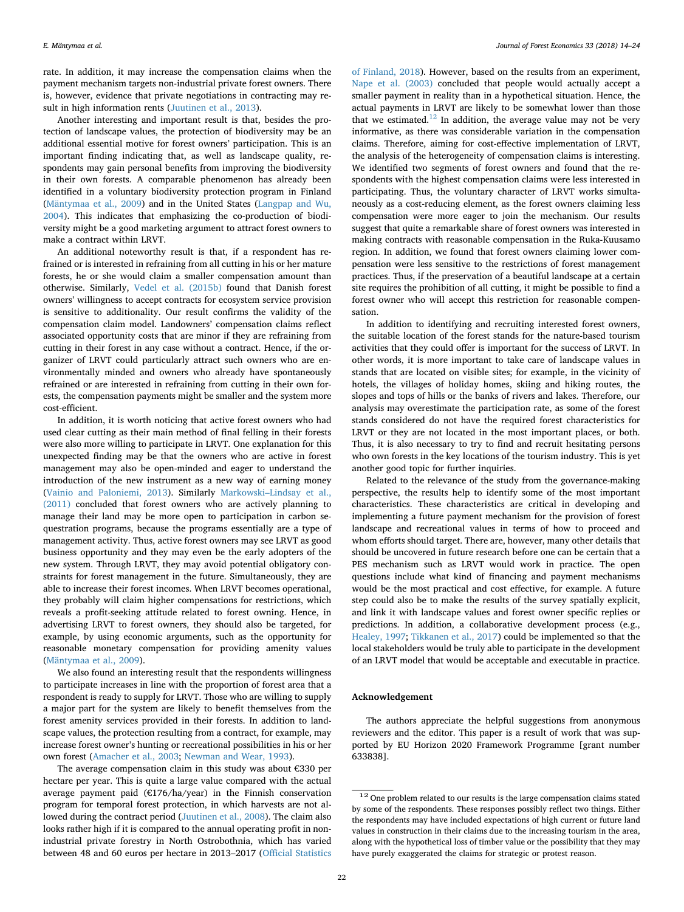rate. In addition, it may increase the compensation claims when the payment mechanism targets non-industrial private forest owners. There is, however, evidence that private negotiations in contracting may result in high information rents (Juutinen et al., 2013).

Another interesting and important result is that, besides the protection of landscape values, the protection of biodiversity may be an additional essential motive for forest owners' participation. This is an important finding indicating that, as well as landscape quality, respondents may gain personal benefits from improving the biodiversity in their own forests. A comparable phenomenon has already been identified in a voluntary biodiversity protection program in Finland (Mäntymaa et al., 2009) and in the United States (Langpap and Wu, 2004). This indicates that emphasizing the co-production of biodiversity might be a good marketing argument to attract forest owners to make a contract within LRVT.

An additional noteworthy result is that, if a respondent has refrained or is interested in refraining from all cutting in his or her mature forests, he or she would claim a smaller compensation amount than otherwise. Similarly, Vedel et al. (2015b) found that Danish forest owners' willingness to accept contracts for ecosystem service provision is sensitive to additionality. Our result confirms the validity of the compensation claim model. Landowners' compensation claims reflect associated opportunity costs that are minor if they are refraining from cutting in their forest in any case without a contract. Hence, if the organizer of LRVT could particularly attract such owners who are environmentally minded and owners who already have spontaneously refrained or are interested in refraining from cutting in their own forests, the compensation payments might be smaller and the system more cost-efficient.

In addition, it is worth noticing that active forest owners who had used clear cutting as their main method of final felling in their forests were also more willing to participate in LRVT. One explanation for this unexpected finding may be that the owners who are active in forest management may also be open-minded and eager to understand the introduction of the new instrument as a new way of earning money (Vainio and Paloniemi, 2013). Similarly Markowski–Lindsay et al., (2011) concluded that forest owners who are actively planning to manage their land may be more open to participation in carbon sequestration programs, because the programs essentially are a type of management activity. Thus, active forest owners may see LRVT as good business opportunity and they may even be the early adopters of the new system. Through LRVT, they may avoid potential obligatory constraints for forest management in the future. Simultaneously, they are able to increase their forest incomes. When LRVT becomes operational, they probably will claim higher compensations for restrictions, which reveals a profit-seeking attitude related to forest owning. Hence, in advertising LRVT to forest owners, they should also be targeted, for example, by using economic arguments, such as the opportunity for reasonable monetary compensation for providing amenity values (Mäntymaa et al., 2009).

We also found an interesting result that the respondents willingness to participate increases in line with the proportion of forest area that a respondent is ready to supply for LRVT. Those who are willing to supply a major part for the system are likely to benefit themselves from the forest amenity services provided in their forests. In addition to landscape values, the protection resulting from a contract, for example, may increase forest owner's hunting or recreational possibilities in his or her own forest (Amacher et al., 2003; Newman and Wear, 1993).

The average compensation claim in this study was about €330 per hectare per year. This is quite a large value compared with the actual average payment paid (€176/ha/year) in the Finnish conservation program for temporal forest protection, in which harvests are not allowed during the contract period (Juutinen et al., 2008). The claim also looks rather high if it is compared to the annual operating profit in non-industrial private forestry in North Ostrobothnia, which has varied between 48 and 60 euros per hectare in 2013–2017 (Official Statistics of Finland, 2018). However, based on the results from an experiment, Nape et al. (2003) concluded that people would actually accept a smaller payment in reality than in a hypothetical situation. Hence, the actual payments in LRVT are likely to be somewhat lower than those that we estimated.[12] In addition, the average value may not be very informative, as there was considerable variation in the compensation claims. Therefore, aiming for cost-effective implementation of LRVT, the analysis of the heterogeneity of compensation claims is interesting. We identified two segments of forest owners and found that the respondents with the highest compensation claims were less interested in participating. Thus, the voluntary character of LRVT works simultaneously as a cost-reducing element, as the forest owners claiming less compensation were more eager to join the mechanism. Our results suggest that quite a remarkable share of forest owners was interested in making contracts with reasonable compensation in the Ruka-Kuusamo region. In addition, we found that forest owners claiming lower compensation were less sensitive to the restrictions of forest management practices. Thus, if the preservation of a beautiful landscape at a certain site requires the prohibition of all cutting, it might be possible to find a forest owner who will accept this restriction for reasonable compensation.

In addition to identifying and recruiting interested forest owners, the suitable location of the forest stands for the nature-based tourism activities that they could offer is important for the success of LRVT. In other words, it is more important to take care of landscape values in stands that are located on visible sites; for example, in the vicinity of hotels, the villages of holiday homes, skiing and hiking routes, the slopes and tops of hills or the banks of rivers and lakes. Therefore, our analysis may overestimate the participation rate, as some of the forest stands considered do not have the required forest characteristics for LRVT or they are not located in the most important places, or both. Thus, it is also necessary to try to find and recruit hesitating persons who own forests in the key locations of the tourism industry. This is yet another good topic for further inquiries.

Related to the relevance of the study from the governance-making perspective, the results help to identify some of the most important characteristics. These characteristics are critical in developing and implementing a future payment mechanism for the provision of forest landscape and recreational values in terms of how to proceed and whom efforts should target. There are, however, many other details that should be uncovered in future research before one can be certain that a PES mechanism such as LRVT would work in practice. The open questions include what kind of financing and payment mechanisms would be the most practical and cost effective, for example. A future step could also be to make the results of the survey spatially explicit, and link it with landscape values and forest owner specific replies or predictions. In addition, a collaborative development process (e.g., Healey, 1997; Tikkanen et al., 2017) could be implemented so that the local stakeholders would be truly able to participate in the development of an LRVT model that would be acceptable and executable in practice.

## Acknowledgement

The authors appreciate the helpful suggestions from anonymous reviewers and the editor. This paper is a result of work that was supported by EU Horizon 2020 Framework Programme [grant number 633838].

---

[12] One problem related to our results is the large compensation claims stated by some of the respondents. These responses possibly reflect two things. Either the respondents may have included expectations of high current or future land values in construction in their claims due to the increasing tourism in the area, along with the hypothetical loss of timber value or the possibility that they may have purely exaggerated the claims for strategic or protest reason.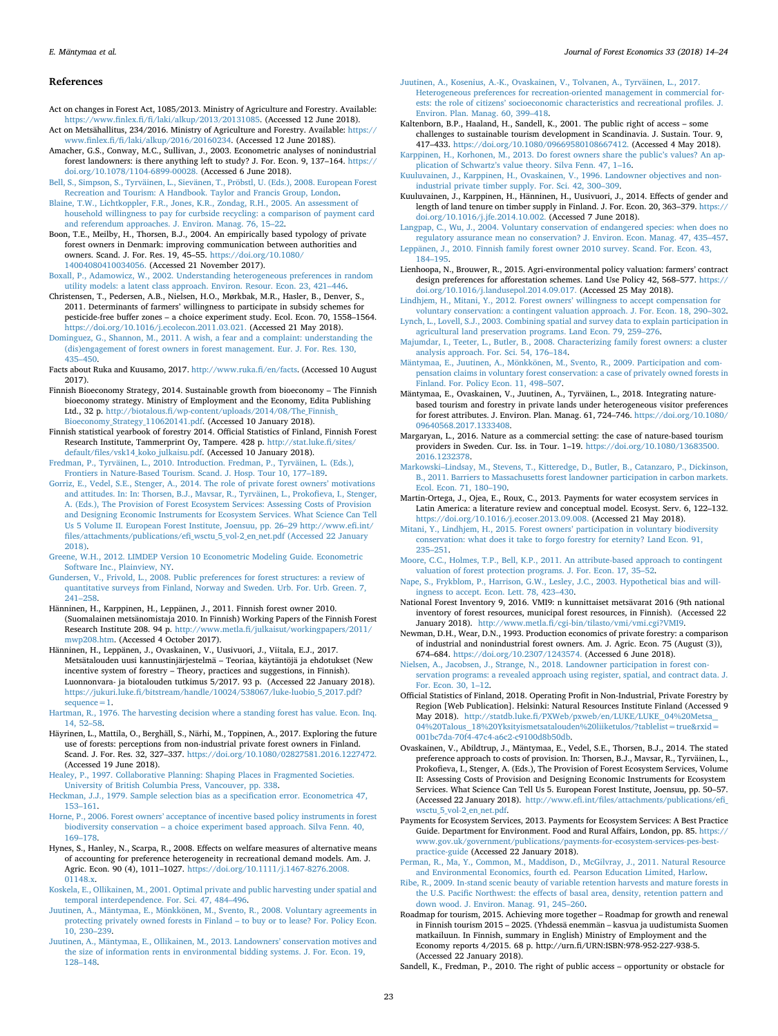## References

Act on changes in Forest Act, 1085/2013. Ministry of Agriculture and Forestry. Available: https://www.finlex.fi/fi/laki/alkup/2013/20131085. (Accessed 12 June 2018).

Act on Metsähallitus, 234/2016. Ministry of Agriculture and Forestry. Available: https://www.finlex.fi/fi/laki/alkup/2016/20160234. (Accessed 12 June 2018S).

Amacher, G.S., Conway, M.C., Sullivan, J., 2003. Econometric analyses of nonindustrial forest landowners: is there anything left to study? J. For. Econ. 9, 137–164. https://doi.org/10.1078/1104-6899-00028. (Accessed 6 June 2018).

Bell, S., Simpson, S., Tyrväinen, L., Sievänen, T., Pröbstl, U. (Eds.), 2008. European Forest Recreation and Tourism: A Handbook. Taylor and Francis Group, London.

Blaine, T.W., Lichtkoppler, F.R., Jones, K.R., Zondag, R.H., 2005. An assessment of household willingness to pay for curbside recycling: a comparison of payment card and referendum approaches. J. Environ. Manag. 76, 15–22.

Boon, T.E., Meilby, H., Thorsen, B.J., 2004. An empirically based typology of private forest owners in Denmark: improving communication between authorities and owners. Scand. J. For. Res. 19, 45–55. https://doi.org/10.1080/14004080410034056. (Accessed 21 November 2017).

Boxall, P., Adamowicz, W., 2002. Understanding heterogeneous preferences in random utility models: a latent class approach. Environ. Resour. Econ. 23, 421–446.

Christensen, T., Pedersen, A.B., Nielsen, H.O., Mørkbak, M.R., Hasler, B., Denver, S., 2011. Determinants of farmers' willingness to participate in subsidy schemes for pesticide-free buffer zones – a choice experiment study. Ecol. Econ. 70, 1558–1564. https://doi.org/10.1016/j.ecolecon.2011.03.021. (Accessed 21 May 2018).

Dominguez, G., Shannon, M., 2011. A wish, a fear and a complaint: understanding the (dis)engagement of forest owners in forest management. Eur. J. For. Res. 130, 435–450.

Facts about Ruka and Kuusamo, 2017. http://www.ruka.fi/en/facts. (Accessed 10 August 2017).

Finnish Bioeconomy Strategy, 2014. Sustainable growth from bioeconomy – The Finnish bioeconomy strategy. Ministry of Employment and the Economy, Edita Publishing Ltd., 32 p. http://biotalous.fi/wp-content/uploads/2014/08/The_Finnish_Bioeconomy_Strategy_110620141.pdf. (Accessed 10 January 2018).

Finnish statistical yearbook of forestry 2014. Official Statistics of Finland, Finnish Forest Research Institute, Tammerprint Oy, Tampere. 428 p. http://stat.luke.fi/sites/default/files/vsk14_koko_julkaisu.pdf. (Accessed 10 January 2018).

Fredman, P., Tyrväinen, L., 2010. Introduction. Fredman, P., Tyrväinen, L. (Eds.), Frontiers in Nature-Based Tourism. Scand. J. Hosp. Tour 10, 177–189.

Gorriz, E., Vedel, S.E., Stenger, A., 2014. The role of private forest owners' motivations and attitudes. In: In: Thorsen, B.J., Mavsar, R., Tyrväinen, L., Prokofieva, I., Stenger, A. (Eds.), The Provision of Forest Ecosystem Services: Assessing Costs of Provision and Designing Economic Instruments for Ecosystem Services. What Science Can Tell Us 5 Volume II. European Forest Institute, Joensuu, pp. 26–29 http://www.efi.int/files/attachments/publications/efi_wsctu_5_vol-2_en_net.pdf (Accessed 22 January 2018).

Greene, W.H., 2012. LIMDEP Version 10 Econometric Modeling Guide. Econometric Software Inc., Plainview, NY.

Gundersen, V., Frivold, L., 2008. Public preferences for forest structures: a review of quantitative surveys from Finland, Norway and Sweden. Urb. For. Urb. Green. 7, 241–258.

Hänninen, H., Karppinen, H., Leppänen, J., 2011. Finnish forest owner 2010. (Suomalainen metsänomistaja 2010. In Finnish) Working Papers of the Finnish Forest Research Institute 208. 94 p. http://www.metla.fi/julkaisut/workingpapers/2011/mwp208.htm. (Accessed 4 October 2017).

Hänninen, H., Leppänen, J., Ovaskainen, V., Uusivuori, J., Viitala, E.J., 2017. Metsätalouden uusi kannustinjärjestelmä – Teoriaa, käytäntöjä ja ehdotukset (New incentive system of forestry – Theory, practices and suggestions, in Finnish). Luonnonvara- ja biotalouden tutkimus 5/2017. 93 p. (Accessed 22 January 2018). https://jukuri.luke.fi/bitstream/handle/10024/538067/luke-luobio_5_2017.pdf?sequence=1.

Hartman, R., 1976. The harvesting decision when a standing forest has value. Econ. Inq. 14, 52–58.

Häyrinen, L., Mattila, O., Berghäll, S., Närhi, M., Toppinen, A., 2017. Exploring the future use of forests: perceptions from non-industrial private forest owners in Finland. Scand. J. For. Res. 32, 327–337. https://doi.org/10.1080/02827581.2016.1227472. (Accessed 19 June 2018).

Healey, P., 1997. Collaborative Planning: Shaping Places in Fragmented Societies. University of British Columbia Press, Vancouver, pp. 338.

Heckman, J.J., 1979. Sample selection bias as a specification error. Econometrica 47, 153–161.

Horne, P., 2006. Forest owners' acceptance of incentive based policy instruments in forest biodiversity conservation – a choice experiment based approach. Silva Fenn. 40, 169–178.

Hynes, S., Hanley, N., Scarpa, R., 2008. Effects on welfare measures of alternative means of accounting for preference heterogeneity in recreational demand models. Am. J. Agric. Econ. 90 (4), 1011–1027. https://doi.org/10.1111/j.1467-8276.2008.01148.x.

Koskela, E., Ollikainen, M., 2001. Optimal private and public harvesting under spatial and temporal interdependence. For. Sci. 47, 484–496.

Juutinen, A., Mäntymaa, E., Mönkkönen, M., Svento, R., 2008. Voluntary agreements in protecting privately owned forests in Finland – to buy or to lease? For. Policy Econ. 10, 230–239.

Juutinen, A., Mäntymaa, E., Ollikainen, M., 2013. Landowners' conservation motives and the size of information rents in environmental bidding systems. J. For. Econ. 19, 128–148.

Juutinen, A., Kosenius, A.-K., Ovaskainen, V., Tolvanen, A., Tyrväinen, L., 2017. Heterogeneous preferences for recreation-oriented management in commercial forests: the role of citizens' socioeconomic characteristics and recreational profiles. J. Environ. Plan. Manag. 60, 399–418.

Kaltenborn, B.P., Haaland, H., Sandell, K., 2001. The public right of access – some challenges to sustainable tourism development in Scandinavia. J. Sustain. Tour. 9, 417–433. https://doi.org/10.1080/09669580108667412. (Accessed 4 May 2018).

Karppinen, H., Korhonen, M., 2013. Do forest owners share the public's values? An application of Schwartz's value theory. Silva Fenn. 47, 1–16.

Kuuluvainen, J., Karppinen, H., Ovaskainen, V., 1996. Landowner objectives and nonindustrial private timber supply. For. Sci. 42, 300–309.

Kuuluvainen, J., Karppinen, H., Hänninen, H., Uusivuori, J., 2014. Effects of gender and length of land tenure on timber supply in Finland. J. For. Econ. 20, 363–379. https://doi.org/10.1016/j.jfe.2014.10.002. (Accessed 7 June 2018).

Langpap, C., Wu, J., 2004. Voluntary conservation of endangered species: when does no regulatory assurance mean no conservation? J. Environ. Econ. Manag. 47, 435–457.

Leppänen, J., 2010. Finnish family forest owner 2010 survey. Scand. For. Econ. 43, 184–195.

Lienhoopa, N., Brouwer, R., 2015. Agri-environmental policy valuation: farmers' contract design preferences for afforestation schemes. Land Use Policy 42, 568–577. https://doi.org/10.1016/j.landusepol.2014.09.017. (Accessed 25 May 2018).

Lindhjem, H., Mitani, Y., 2012. Forest owners' willingness to accept compensation for voluntary conservation: a contingent valuation approach. J. For. Econ. 18, 290–302.

Lynch, L., Lovell, S.J., 2003. Combining spatial and survey data to explain participation in agricultural land preservation programs. Land Econ. 79, 259–276.

Majumdar, I., Teeter, L., Butler, B., 2008. Characterizing family forest owners: a cluster analysis approach. For. Sci. 54, 176–184.

Mäntymaa, E., Juutinen, A., Mönkkönen, M., Svento, R., 2009. Participation and compensation claims in voluntary forest conservation: a case of privately owned forests in Finland. For. Policy Econ. 11, 498–507.

Mäntymaa, E., Ovaskainen, V., Juutinen, A., Tyrväinen, L., 2018. Integrating nature-based tourism and forestry in private lands under heterogeneous visitor preferences for forest attributes. J. Environ. Plan. Manag. 61, 724–746. https://doi.org/10.1080/09640568.2017.1333408.

Margaryan, L., 2016. Nature as a commercial setting: the case of nature-based tourism providers in Sweden. Cur. Iss. in Tour. 1–19. https://doi.org/10.1080/13683500.2016.1232378.

Markowski–Lindsay, M., Stevens, T., Kitteredge, D., Butler, B., Catanzaro, P., Dickinson, B., 2011. Barriers to Massachusetts forest landowner participation in carbon markets. Ecol. Econ. 71, 180–190.

Martin-Ortega, J., Ojea, E., Roux, C., 2013. Payments for water ecosystem services in Latin America: a literature review and conceptual model. Ecosyst. Serv. 6, 122–132. https://doi.org/10.1016/j.ecoser.2013.09.008. (Accessed 21 May 2018).

Mitani, Y., Lindhjem, H., 2015. Forest owners' participation in voluntary biodiversity conservation: what does it take to forgo forestry for eternity? Land Econ. 91, 235–251.

Moore, C.C., Holmes, T.P., Bell, K.P., 2011. An attribute-based approach to contingent valuation of forest protection programs. J. For. Econ. 17, 35–52.

Nape, S., Frykblom, P., Harrison, G.W., Lesley, J.C., 2003. Hypothetical bias and willingness to accept. Econ. Lett. 78, 423–430.

National Forest Inventory 9, 2016. VMI9: n kunnittaiset metsävarat 2016 (9th national inventory of forest resources, municipal forest resources, in Finnish). (Accessed 22 January 2018). http://www.metla.fi/cgi-bin/tilasto/vmi/vmi.cgi?VMI9.

Newman, D.H., Wear, D.N., 1993. Production economics of private forestry: a comparison of industrial and nonindustrial forest owners. Am. J. Agric. Econ. 75 (August (3)), 674–684. https://doi.org/10.2307/1243574. (Accessed 6 June 2018).

Nielsen, A., Jacobsen, J., Strange, N., 2018. Landowner participation in forest conservation programs: a revealed approach using register, spatial, and contract data. J. For. Econ. 30, 1–12.

Official Statistics of Finland, 2018. Operating Profit in Non-Industrial, Private Forestry by Region [Web Publication]. Helsinki: Natural Resources Institute Finland (Accessed 9 May 2018). http://statdb.luke.fi/PXWeb/pxweb/en/LUKE/LUKE_04%20Metsa_04%20Talous_18%20Yksityismetsatalouden%20liiketulos/?tablelist=true&rxid=001bc7da-70f4-47c4-a6c2-c9100d8b50db.

Ovaskainen, V., Abildtrup, J., Mäntymaa, E., Vedel, S.E., Thorsen, B.J., 2014. The stated preference approach to costs of provision. In: Thorsen, B.J., Mavsar, R., Tyrväinen, L., Prokofieva, I., Stenger, A. (Eds.), The Provision of Forest Ecosystem Services, Volume II: Assessing Costs of Provision and Designing Economic Instruments for Ecosystem Services. What Science Can Tell Us 5. European Forest Institute, Joensuu, pp. 50–57. (Accessed 22 January 2018). http://www.efi.int/files/attachments/publications/efi_wsctu_5_vol-2_en_net.pdf.

Payments for Ecosystem Services, 2013. Payments for Ecosystem Services: A Best Practice Guide. Department for Environment. Food and Rural Affairs, London, pp. 85. https://www.gov.uk/government/publications/payments-for-ecosystem-services-pes-best-practice-guide (Accessed 22 January 2018).

Perman, R., Ma, Y., Common, M., Maddison, D., McGilvray, J., 2011. Natural Resource and Environmental Economics, fourth ed. Pearson Education Limited, Harlow.

Ribe, R., 2009. In-stand scenic beauty of variable retention harvests and mature forests in the U.S. Pacific Northwest: the effects of basal area, density, retention pattern and down wood. J. Environ. Manag. 91, 245–260.

Roadmap for tourism, 2015. Achieving more together – Roadmap for growth and renewal in Finnish tourism 2015 – 2025. (Yhdessä enemmän – kasvua ja uudistumista Suomen matkailuun. In Finnish, summary in English) Ministry of Employment and the Economy reports 4/2015. 68 p. http://urn.fi/URN:ISBN:978-952-227-938-5. (Accessed 22 January 2018).

Sandell, K., Fredman, P., 2010. The right of public access – opportunity or obstacle for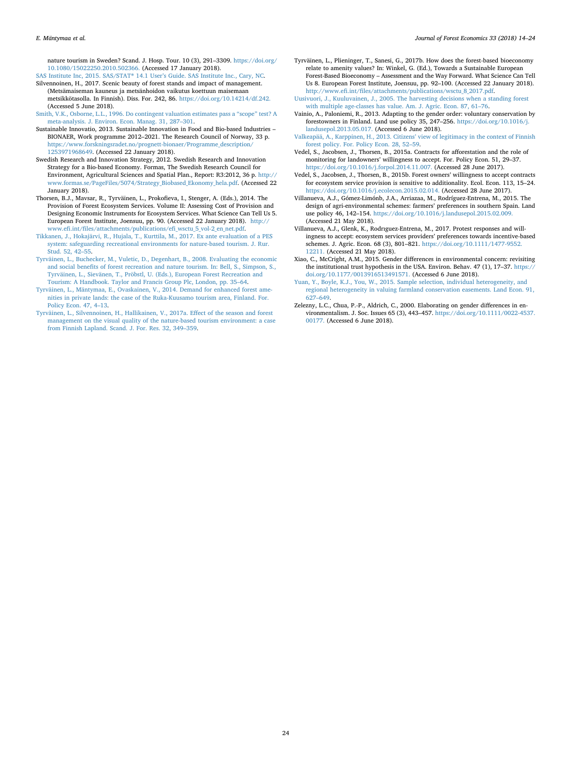nature tourism in Sweden? Scand. J. Hosp. Tour. 10 (3), 291–3309. https://doi.org/10.1080/15022250.2010.502366. (Accessed 17 January 2018).

SAS Institute Inc, 2015. SAS/STAT® 14.1 User's Guide. SAS Institute Inc., Cary, NC.

Silvennoinen, H., 2017. Scenic beauty of forest stands and impact of management. (Metsämaiseman kauneus ja metsänhoidon vaikutus koettuun maisemaan metsikkötasolla. In Finnish). Diss. For. 242, 86. https://doi.org/10.14214/df.242. (Accessed 5 June 2018).

Smith, V.K., Osborne, L.L., 1996. Do contingent valuation estimates pass a "scope" test? A meta-analysis. J. Environ. Econ. Manag. 31, 287–301.

Sustainable Innovatio, 2013. Sustainable Innovation in Food and Bio-based Industries – BIONAER, Work programme 2012–2021. The Research Council of Norway, 33 p. https://www.forskningsradet.no/prognett-bionaer/Programme_description/1253971968649. (Accessed 22 January 2018).

Swedish Research and Innovation Strategy, 2012. Swedish Research and Innovation Strategy for a Bio-based Economy. Formas, The Swedish Research Council for Environment, Agricultural Sciences and Spatial Plan., Report: R3:2012, 36 p. http://www.formas.se/PageFiles/5074/Strategy_Biobased_Ekonomy_hela.pdf. (Accessed 22 January 2018).

Thorsen, B.J., Mavsar, R., Tyrväinen, L., Prokofieva, I., Stenger, A. (Eds.), 2014. The Provision of Forest Ecosystem Services. Volume II: Assessing Cost of Provision and Designing Economic Instruments for Ecosystem Services. What Science Can Tell Us 5. European Forest Institute, Joensuu, pp. 90. (Accessed 22 January 2018). http://www.efi.int/files/attachments/publications/efi_wsctu_5_vol-2_en_net.pdf.

Tikkanen, J., Hokajärvi, R., Hujala, T., Kurttila, M., 2017. Ex ante evaluation of a PES system: safeguarding recreational environments for nature-based tourism. J. Rur. Stud. 52, 42–55.

Tyrväinen, L., Buchecker, M., Vuletic, D., Degenhart, B., 2008. Evaluating the economic and social benefits of forest recreation and nature tourism. In: Bell, S., Simpson, S., Tyrväinen, L., Sievänen, T., Pröbstl, U. (Eds.), European Forest Recreation and Tourism: A Handbook. Taylor and Francis Group Plc, London, pp. 35–64.

Tyrväinen, L., Mäntymaa, E., Ovaskainen, V., 2014. Demand for enhanced forest amenities in private lands: the case of the Ruka-Kuusamo tourism area, Finland. For. Policy Econ. 47, 4–13.

Tyrväinen, L., Silvennoinen, H., Hallikainen, V., 2017a. Effect of the season and forest management on the visual quality of the nature-based tourism environment: a case from Finnish Lapland. Scand. J. For. Res. 32, 349–359.

Tyrväinen, L., Plieninger, T., Sanesi, G., 2017b. How does the forest-based bioeconomy relate to amenity values? In: Winkel, G. (Ed.), Towards a Sustainable European Forest-Based Bioeconomy – Assessment and the Way Forward. What Science Can Tell Us 8. European Forest Institute, Joensuu, pp. 92–100. (Accessed 22 January 2018). http://www.efi.int/files/attachments/publications/wsctu_8_2017.pdf.

Uusivuori, J., Kuuluvainen, J., 2005. The harvesting decisions when a standing forest with multiple age-classes has value. Am. J. Agric. Econ. 87, 61–76.

Vainio, A., Paloniemi, R., 2013. Adapting to the gender order: voluntary conservation by forestowners in Finland. Land use policy 35, 247–256. https://doi.org/10.1016/j.landusepol.2013.05.017. (Accessed 6 June 2018).

Valkeapää, A., Karppinen, H., 2013. Citizens' view of legitimacy in the context of Finnish forest policy. For. Policy Econ. 28, 52–59.

Vedel, S., Jacobsen, J., Thorsen, B., 2015a. Contracts for afforestation and the role of monitoring for landowners' willingness to accept. For. Policy Econ. 51, 29–37. https://doi.org/10.1016/j.forpol.2014.11.007. (Accessed 28 June 2017).

Vedel, S., Jacobsen, J., Thorsen, B., 2015b. Forest owners' willingness to accept contracts for ecosystem service provision is sensitive to additionality. Ecol. Econ. 113, 15–24. https://doi.org/10.1016/j.ecolecon.2015.02.014. (Accessed 28 June 2017).

Villanueva, A.J., Gómez-Limónb, J.A., Arriazaa, M., Rodríguez-Entrena, M., 2015. The design of agri-environmental schemes: farmers' preferences in southern Spain. Land use policy 46, 142–154. https://doi.org/10.1016/j.landusepol.2015.02.009. (Accessed 21 May 2018).

Villanueva, A.J., Glenk, K., Rodrıguez-Entrena, M., 2017. Protest responses and willingness to accept: ecosystem services providers' preferences towards incentive-based schemes. J. Agric. Econ. 68 (3), 801–821. https://doi.org/10.1111/1477-9552.12211. (Accessed 21 May 2018).

Xiao, C., McCright, A.M., 2015. Gender differences in environmental concern: revisiting the institutional trust hypothesis in the USA. Environ. Behav. 47 (1), 17–37. https://doi.org/10.1177/0013916513491571. (Accessed 6 June 2018).

Yuan, Y., Boyle, K.J., You, W., 2015. Sample selection, individual heterogeneity, and regional heterogeneity in valuing farmland conservation easements. Land Econ. 91, 627–649.

Zelezny, L.C., Chua, P.-P., Aldrich, C., 2000. Elaborating on gender differences in environmentalism. J. Soc. Issues 65 (3), 443–457. https://doi.org/10.1111/0022-4537.00177. (Accessed 6 June 2018).